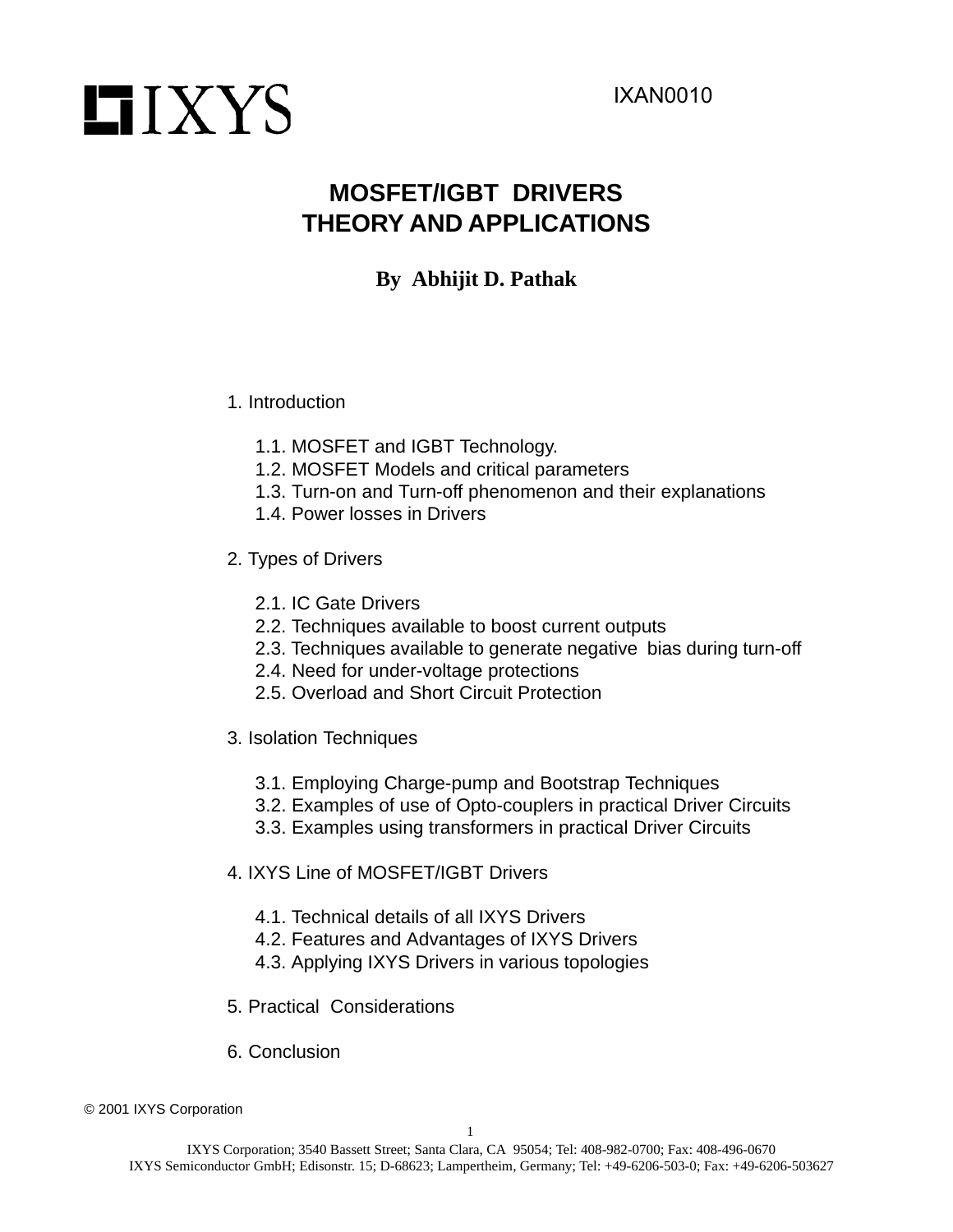IXYS

IXAN0010

# MOSFET/IGBT DRIVERS THEORY AND APPLICATIONS

**By Abhijit D. Pathak**

1. Introduction

   1.1. MOSFET and IGBT Technology.
   1.2. MOSFET Models and critical parameters
   1.3. Turn-on and Turn-off phenomenon and their explanations
   1.4. Power losses in Drivers

2. Types of Drivers

   2.1. IC Gate Drivers
   2.2. Techniques available to boost current outputs
   2.3. Techniques available to generate negative bias during turn-off
   2.4. Need for under-voltage protections
   2.5. Overload and Short Circuit Protection

3. Isolation Techniques

   3.1. Employing Charge-pump and Bootstrap Techniques
   3.2. Examples of use of Opto-couplers in practical Driver Circuits
   3.3. Examples using transformers in practical Driver Circuits

4. IXYS Line of MOSFET/IGBT Drivers

   4.1. Technical details of all IXYS Drivers
   4.2. Features and Advantages of IXYS Drivers
   4.3. Applying IXYS Drivers in various topologies

5. Practical Considerations

6. Conclusion

© 2001 IXYS Corporation

IXYS Corporation; 3540 Bassett Street; Santa Clara, CA 95054; Tel: 408-982-0700; Fax: 408-496-0670
IXYS Semiconductor GmbH; Edisonstr. 15; D-68623; Lampertheim, Germany; Tel: +49-6206-503-0; Fax: +49-6206-503627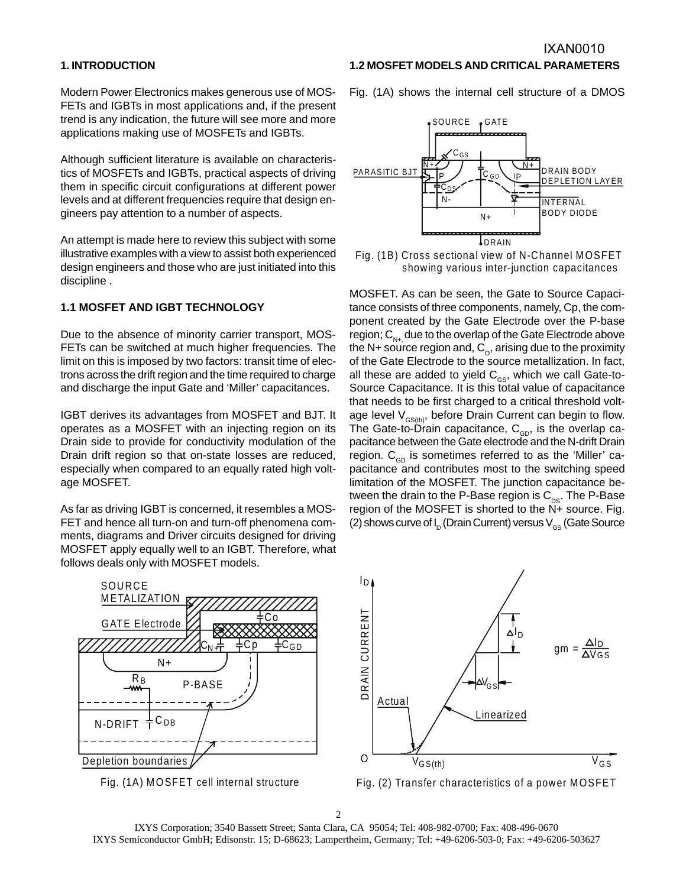## 1. INTRODUCTION

Modern Power Electronics makes generous use of MOSFETs and IGBTs in most applications and, if the present trend is any indication, the future will see more and more applications making use of MOSFETs and IGBTs.

Although sufficient literature is available on characteristics of MOSFETs and IGBTs, practical aspects of driving them in specific circuit configurations at different power levels and at different frequencies require that design engineers pay attention to a number of aspects.

An attempt is made here to review this subject with some illustrative examples with a view to assist both experienced design engineers and those who are just initiated into this discipline .

### 1.1 MOSFET AND IGBT TECHNOLOGY

Due to the absence of minority carrier transport, MOSFETs can be switched at much higher frequencies. The limit on this is imposed by two factors: transit time of electrons across the drift region and the time required to charge and discharge the input Gate and 'Miller' capacitances.

IGBT derives its advantages from MOSFET and BJT. It operates as a MOSFET with an injecting region on its Drain side to provide for conductivity modulation of the Drain drift region so that on-state losses are reduced, especially when compared to an equally rated high voltage MOSFET.

As far as driving IGBT is concerned, it resembles a MOSFET and hence all turn-on and turn-off phenomena comments, diagrams and Driver circuits designed for driving MOSFET apply equally well to an IGBT. Therefore, what follows deals only with MOSFET models.

Fig. (1A) MOSFET cell internal structure

### 1.2 MOSFET MODELS AND CRITICAL PARAMETERS

Fig. (1A) shows the internal cell structure of a DMOS MOSFET. As can be seen, the Gate to Source Capacitance consists of three components, namely, Cp, the component created by the Gate Electrode over the P-base region; $C_{N+}$, due to the overlap of the Gate Electrode above the N+ source region and, $C_O$, arising due to the proximity of the Gate Electrode to the source metallization. In fact, all these are added to yield $C_{GS}$, which we call Gate-to-Source Capacitance. It is this total value of capacitance that needs to be first charged to a critical threshold voltage level $V_{GS(th)}$, before Drain Current can begin to flow. The Gate-to-Drain capacitance, $C_{GD}$, is the overlap capacitance between the Gate electrode and the N-drift Drain region. $C_{GD}$ is sometimes referred to as the 'Miller' capacitance and contributes most to the switching speed limitation of the MOSFET. The junction capacitance between the drain to the P-Base region is $C_{DS}$. The P-Base region of the MOSFET is shorted to the N+ source. Fig. (2) shows curve of $I_D$ (Drain Current) versus $V_{GS}$ (Gate Source

Fig. (1B) Cross sectional view of N-Channel MOSFET showing various inter-junction capacitances

$$gm = \frac{\Delta I_D}{\Delta V_{GS}}$$

Fig. (2) Transfer characteristics of a power MOSFET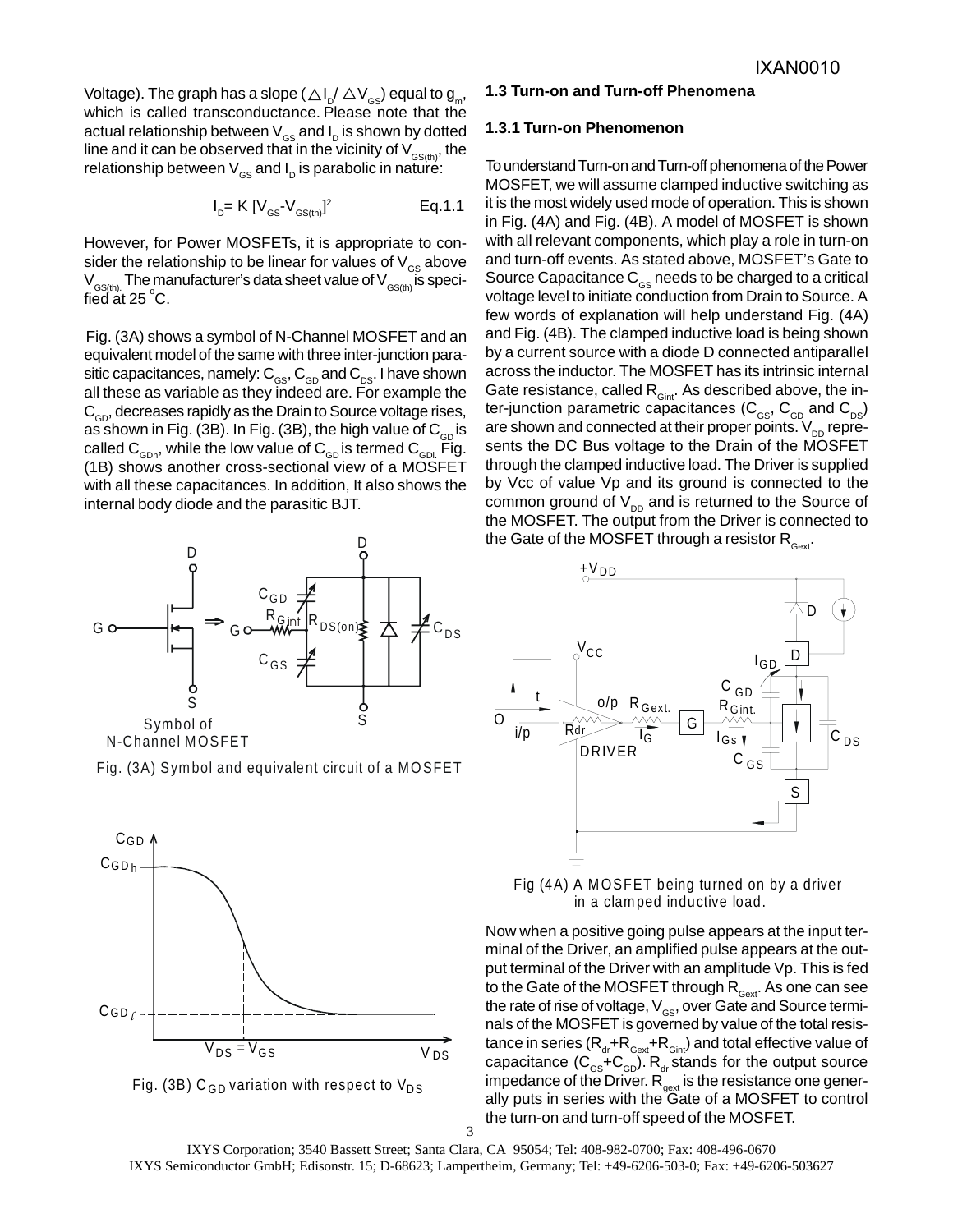Voltage). The graph has a slope ($\Delta I_D / \Delta V_{GS}$) equal to $g_m$, which is called transconductance. Please note that the actual relationship between $V_{GS}$ and $I_D$ is shown by dotted line and it can be observed that in the vicinity of $V_{GS(th)}$, the relationship between $V_{GS}$ and $I_D$ is parabolic in nature:

$$I_D = K\,[V_{GS} - V_{GS(th)}]^2 \qquad \text{Eq.1.1}$$

However, for Power MOSFETs, it is appropriate to consider the relationship to be linear for values of $V_{GS}$ above $V_{GS(th)}$. The manufacturer's data sheet value of $V_{GS(th)}$ is specified at 25 °C.

Fig. (3A) shows a symbol of N-Channel MOSFET and an equivalent model of the same with three inter-junction parasitic capacitances, namely: $C_{GS}$, $C_{GD}$ and $C_{DS}$. I have shown all these as variable as they indeed are. For example the $C_{GD}$, decreases rapidly as the Drain to Source voltage rises, as shown in Fig. (3B). In Fig. (3B), the high value of $C_{GD}$ is called $C_{GDh}$, while the low value of $C_{GD}$ is termed $C_{GDl}$. Fig. (1B) shows another cross-sectional view of a MOSFET with all these capacitances. In addition, It also shows the internal body diode and the parasitic BJT.

Fig. (3A) Symbol and equivalent circuit of a MOSFET

Fig. (3B) $C_{GD}$ variation with respect to $V_{DS}$

### 1.3 Turn-on and Turn-off Phenomena

#### 1.3.1 Turn-on Phenomenon

To understand Turn-on and Turn-off phenomena of the Power MOSFET, we will assume clamped inductive switching as it is the most widely used mode of operation. This is shown in Fig. (4A) and Fig. (4B). A model of MOSFET is shown with all relevant components, which play a role in turn-on and turn-off events. As stated above, MOSFET's Gate to Source Capacitance $C_{GS}$ needs to be charged to a critical voltage level to initiate conduction from Drain to Source. A few words of explanation will help understand Fig. (4A) and Fig. (4B). The clamped inductive load is being shown by a current source with a diode D connected antiparallel across the inductor. The MOSFET has its intrinsic internal Gate resistance, called $R_{Gint}$. As described above, the inter-junction parametric capacitances ($C_{GS}$, $C_{GD}$ and $C_{DS}$) are shown and connected at their proper points. $V_{DD}$ represents the DC Bus voltage to the Drain of the MOSFET through the clamped inductive load. The Driver is supplied by Vcc of value Vp and its ground is connected to the common ground of $V_{DD}$ and is returned to the Source of the MOSFET. The output from the Driver is connected to the Gate of the MOSFET through a resistor $R_{Gext}$.

Fig (4A) A MOSFET being turned on by a driver in a clamped inductive load.

Now when a positive going pulse appears at the input terminal of the Driver, an amplified pulse appears at the output terminal of the Driver with an amplitude Vp. This is fed to the Gate of the MOSFET through $R_{Gext}$. As one can see the rate of rise of voltage, $V_{GS}$, over Gate and Source terminals of the MOSFET is governed by value of the total resistance in series ($R_{dr}+R_{Gext}+R_{Gint}$) and total effective value of capacitance ($C_{GS}+C_{GD}$). $R_{dr}$ stands for the output source impedance of the Driver. $R_{gext}$ is the resistance one generally puts in series with the Gate of a MOSFET to control the turn-on and turn-off speed of the MOSFET.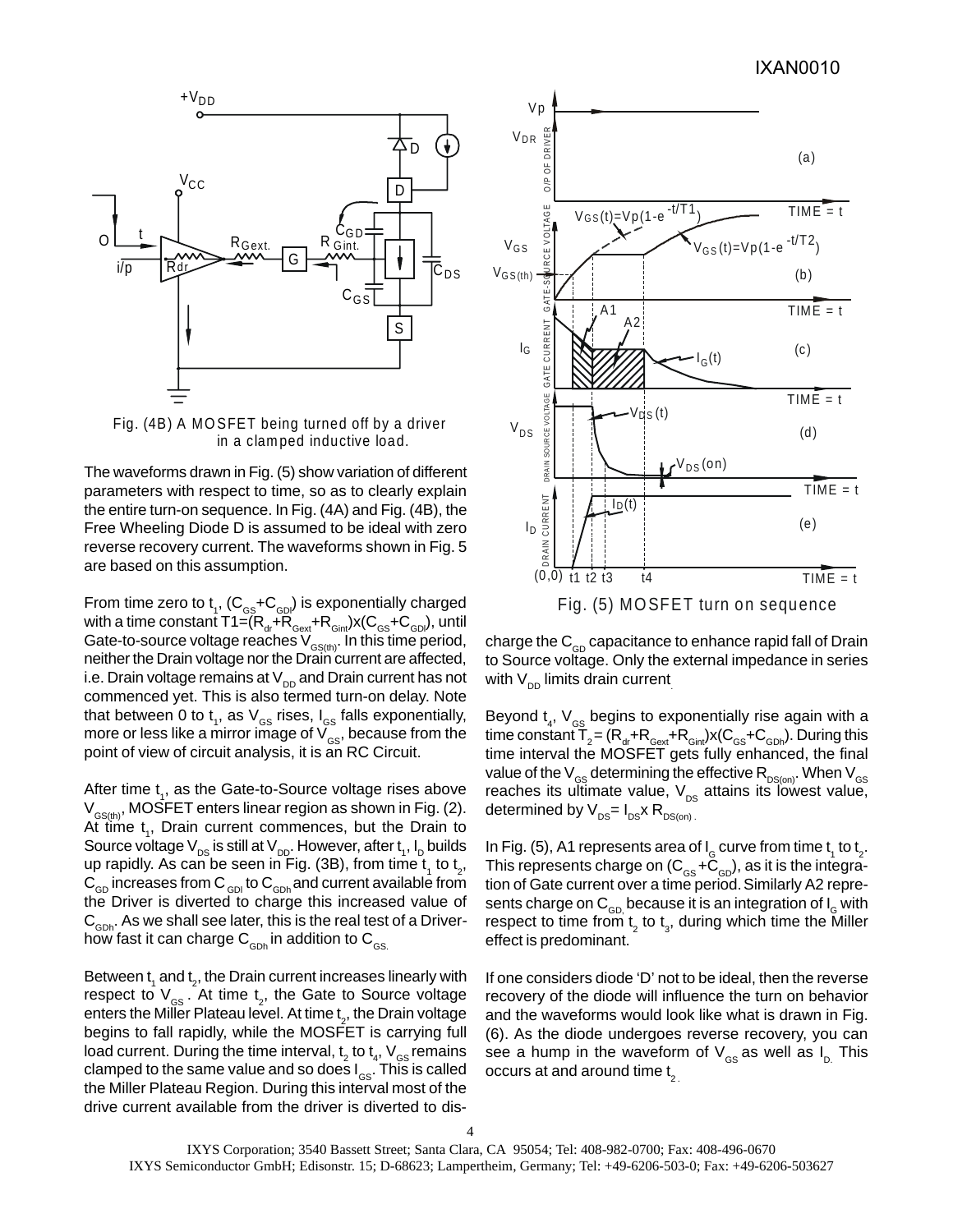Fig. (4B) A MOSFET being turned off by a driver in a clamped inductive load.

The waveforms drawn in Fig. (5) show variation of different parameters with respect to time, so as to clearly explain the entire turn-on sequence. In Fig. (4A) and Fig. (4B), the Free Wheeling Diode D is assumed to be ideal with zero reverse recovery current. The waveforms shown in Fig. 5 are based on this assumption.

From time zero to $t_1$, ($C_{GS}$+$C_{GDl}$) is exponentially charged with a time constant $T1=(R_{dr}+R_{Gext}+R_{Gint})x(C_{GS}+C_{GDl})$, until Gate-to-source voltage reaches $V_{GS(th)}$. In this time period, neither the Drain voltage nor the Drain current are affected, i.e. Drain voltage remains at $V_{DD}$ and Drain current has not commenced yet. This is also termed turn-on delay. Note that between 0 to $t_1$, as $V_{GS}$ rises, $I_{GS}$ falls exponentially, more or less like a mirror image of $V_{GS}$, because from the point of view of circuit analysis, it is an RC Circuit.

After time $t_1$, as the Gate-to-Source voltage rises above $V_{GS(th)}$, MOSFET enters linear region as shown in Fig. (2). At time $t_1$, Drain current commences, but the Drain to Source voltage $V_{DS}$ is still at $V_{DD}$. However, after $t_1$, $I_D$ builds up rapidly. As can be seen in Fig. (3B), from time $t_1$ to $t_2$, $C_{GD}$ increases from $C_{GDl}$ to $C_{GDh}$ and current available from the Driver is diverted to charge this increased value of $C_{GDh}$. As we shall see later, this is the real test of a Driver-how fast it can charge $C_{GDh}$ in addition to $C_{GS}$.

Between $t_1$ and $t_2$, the Drain current increases linearly with respect to $V_{GS}$ . At time $t_2$, the Gate to Source voltage enters the Miller Plateau level. At time $t_2$, the Drain voltage begins to fall rapidly, while the MOSFET is carrying full load current. During the time interval, $t_2$ to $t_4$, $V_{GS}$ remains clamped to the same value and so does $I_{GS}$. This is called the Miller Plateau Region. During this interval most of the drive current available from the driver is diverted to discharge the $C_{GD}$ capacitance to enhance rapid fall of Drain to Source voltage. Only the external impedance in series with $V_{DD}$ limits drain current.

Fig. (5) MOSFET turn on sequence

Beyond $t_4$, $V_{GS}$ begins to exponentially rise again with a time constant $T_2 = (R_{dr}+R_{Gext}+R_{Gint})x(C_{GS}+C_{GDh})$. During this time interval the MOSFET gets fully enhanced, the final value of the $V_{GS}$ determining the effective $R_{DS(on)}$. When $V_{GS}$ reaches its ultimate value, $V_{DS}$ attains its lowest value, determined by $V_{DS}= I_{DS}x\ R_{DS(on)}$.

In Fig. (5), A1 represents area of $I_G$ curve from time $t_1$ to $t_2$. This represents charge on ($C_{GS}$ +$C_{GD}$), as it is the integration of Gate current over a time period. Similarly A2 represents charge on $C_{GD}$, because it is an integration of $I_G$ with respect to time from $t_2$ to $t_3$, during which time the Miller effect is predominant.

If one considers diode 'D' not to be ideal, then the reverse recovery of the diode will influence the turn on behavior and the waveforms would look like what is drawn in Fig. (6). As the diode undergoes reverse recovery, you can see a hump in the waveform of $V_{GS}$ as well as $I_D$. This occurs at and around time $t_2$.

IXYS Corporation; 3540 Bassett Street; Santa Clara, CA 95054; Tel: 408-982-0700; Fax: 408-496-0670
IXYS Semiconductor GmbH; Edisonstr. 15; D-68623; Lampertheim, Germany; Tel: +49-6206-503-0; Fax: +49-6206-503627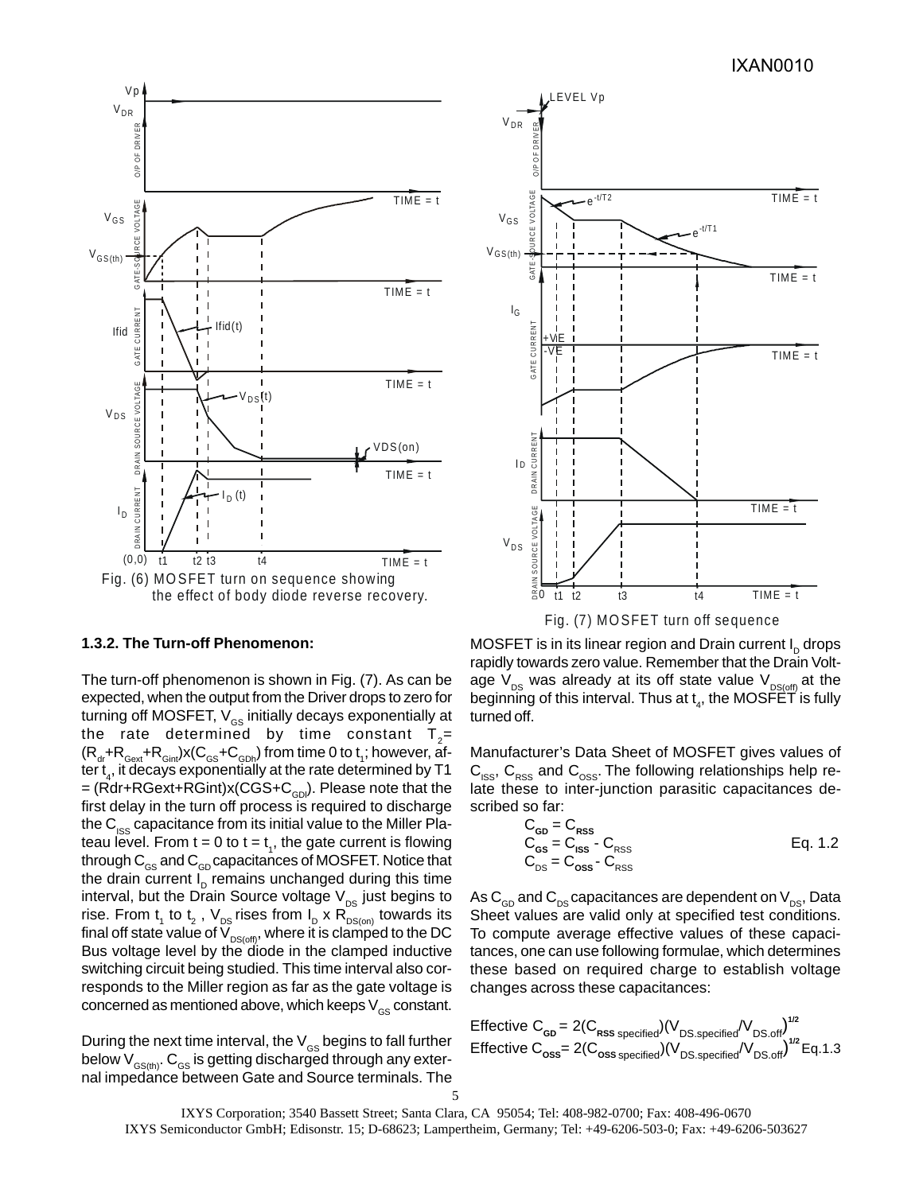Fig. (6) MOSFET turn on sequence showing the effect of body diode reverse recovery.

Fig. (7) MOSFET turn off sequence

### 1.3.2. The Turn-off Phenomenon:

The turn-off phenomenon is shown in Fig. (7). As can be expected, when the output from the Driver drops to zero for turning off MOSFET, $V_{GS}$ initially decays exponentially at the rate determined by time constant $T_2 = (R_{dr}+R_{Gext}+R_{Gint})x(C_{GS}+C_{GDh})$ from time 0 to $t_1$; however, after $t_4$, it decays exponentially at the rate determined by T1 = (Rdr+RGext+RGint)x(CGS+$C_{GDl}$). Please note that the first delay in the turn off process is required to discharge the $C_{ISS}$ capacitance from its initial value to the Miller Plateau level. From t = 0 to t = $t_1$, the gate current is flowing through $C_{GS}$ and $C_{GD}$ capacitances of MOSFET. Notice that the drain current $I_D$ remains unchanged during this time interval, but the Drain Source voltage $V_{DS}$ just begins to rise. From $t_1$ to $t_2$ , $V_{DS}$ rises from $I_D$ x $R_{DS(on)}$ towards its final off state value of $V_{DS(off)}$, where it is clamped to the DC Bus voltage level by the diode in the clamped inductive switching circuit being studied. This time interval also corresponds to the Miller region as far as the gate voltage is concerned as mentioned above, which keeps $V_{GS}$ constant.

During the next time interval, the $V_{GS}$ begins to fall further below $V_{GS(th)}$. $C_{GS}$ is getting discharged through any external impedance between Gate and Source terminals. The MOSFET is in its linear region and Drain current $I_D$ drops rapidly towards zero value. Remember that the Drain Voltage $V_{DS}$ was already at its off state value $V_{DS(off)}$ at the beginning of this interval. Thus at $t_4$, the MOSFET is fully turned off.

Manufacturer's Data Sheet of MOSFET gives values of $C_{ISS}$, $C_{RSS}$ and $C_{OSS}$. The following relationships help relate these to inter-junction parasitic capacitances described so far:

$$C_{GD} = C_{RSS}$$
$$C_{GS} = C_{ISS} - C_{RSS} \qquad \text{Eq. 1.2}$$
$$C_{DS} = C_{OSS} - C_{RSS}$$

As $C_{GD}$ and $C_{DS}$ capacitances are dependent on $V_{DS}$, Data Sheet values are valid only at specified test conditions. To compute average effective values of these capacitances, one can use following formulae, which determines these based on required charge to establish voltage changes across these capacitances:

$$\text{Effective } C_{GD} = 2(C_{RSS\ specified})(V_{DS.specified}/V_{DS.off})^{1/2}$$
$$\text{Effective } C_{OSS} = 2(C_{OSS\ specified})(V_{DS.specified}/V_{DS.off})^{1/2} \qquad \text{Eq.1.3}$$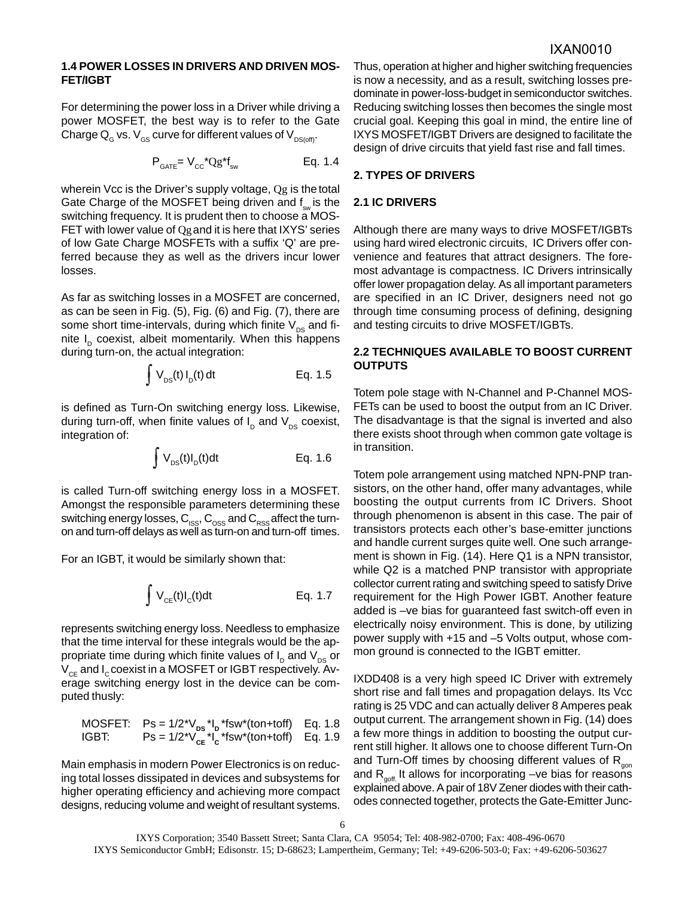## 1.4 POWER LOSSES IN DRIVERS AND DRIVEN MOSFET/IGBT

For determining the power loss in a Driver while driving a power MOSFET, the best way is to refer to the Gate Charge $Q_G$ vs. $V_{GS}$ curve for different values of $V_{DS(off)}$.

$$P_{GATE} = V_{CC} * Qg * f_{sw} \qquad \text{Eq. 1.4}$$

wherein Vcc is the Driver's supply voltage, Qg is the total Gate Charge of the MOSFET being driven and $f_{sw}$ is the switching frequency. It is prudent then to choose a MOSFET with lower value of Qg and it is here that IXYS' series of low Gate Charge MOSFETs with a suffix 'Q' are preferred because they as well as the drivers incur lower losses.

As far as switching losses in a MOSFET are concerned, as can be seen in Fig. (5), Fig. (6) and Fig. (7), there are some short time-intervals, during which finite $V_{DS}$ and finite $I_D$ coexist, albeit momentarily. When this happens during turn-on, the actual integration:

$$\int V_{DS}(t)\, I_D(t)\, dt \qquad \text{Eq. 1.5}$$

is defined as Turn-On switching energy loss. Likewise, during turn-off, when finite values of $I_D$ and $V_{DS}$ coexist, integration of:

$$\int V_{DS}(t) I_D(t) dt \qquad \text{Eq. 1.6}$$

is called Turn-off switching energy loss in a MOSFET. Amongst the responsible parameters determining these switching energy losses, $C_{ISS}$, $C_{OSS}$ and $C_{RSS}$ affect the turn-on and turn-off delays as well as turn-on and turn-off times.

For an IGBT, it would be similarly shown that:

$$\int V_{CE}(t) I_C(t) dt \qquad \text{Eq. 1.7}$$

represents switching energy loss. Needless to emphasize that the time interval for these integrals would be the appropriate time during which finite values of $I_D$ and $V_{DS}$ or $V_{CE}$ and $I_C$ coexist in a MOSFET or IGBT respectively. Average switching energy lost in the device can be computed thusly:

MOSFET: $Ps = 1/2 * V_{DS} * I_D * fsw * (ton+toff)$ Eq. 1.8
IGBT: $Ps = 1/2 * V_{CE} * I_C * fsw * (ton+toff)$ Eq. 1.9

Main emphasis in modern Power Electronics is on reducing total losses dissipated in devices and subsystems for higher operating efficiency and achieving more compact designs, reducing volume and weight of resultant systems. Thus, operation at higher and higher switching frequencies is now a necessity, and as a result, switching losses predominate in power-loss-budget in semiconductor switches. Reducing switching losses then becomes the single most crucial goal. Keeping this goal in mind, the entire line of IXYS MOSFET/IGBT Drivers are designed to facilitate the design of drive circuits that yield fast rise and fall times.

# 2. TYPES OF DRIVERS

## 2.1 IC DRIVERS

Although there are many ways to drive MOSFET/IGBTs using hard wired electronic circuits, IC Drivers offer convenience and features that attract designers. The foremost advantage is compactness. IC Drivers intrinsically offer lower propagation delay. As all important parameters are specified in an IC Driver, designers need not go through time consuming process of defining, designing and testing circuits to drive MOSFET/IGBTs.

## 2.2 TECHNIQUES AVAILABLE TO BOOST CURRENT OUTPUTS

Totem pole stage with N-Channel and P-Channel MOSFETs can be used to boost the output from an IC Driver. The disadvantage is that the signal is inverted and also there exists shoot through when common gate voltage is in transition.

Totem pole arrangement using matched NPN-PNP transistors, on the other hand, offer many advantages, while boosting the output currents from IC Drivers. Shoot through phenomenon is absent in this case. The pair of transistors protects each other's base-emitter junctions and handle current surges quite well. One such arrangement is shown in Fig. (14). Here Q1 is a NPN transistor, while Q2 is a matched PNP transistor with appropriate collector current rating and switching speed to satisfy Drive requirement for the High Power IGBT. Another feature added is –ve bias for guaranteed fast switch-off even in electrically noisy environment. This is done, by utilizing power supply with +15 and –5 Volts output, whose common ground is connected to the IGBT emitter.

IXDD408 is a very high speed IC Driver with extremely short rise and fall times and propagation delays. Its Vcc rating is 25 VDC and can actually deliver 8 Amperes peak output current. The arrangement shown in Fig. (14) does a few more things in addition to boosting the output current still higher. It allows one to choose different Turn-On and Turn-Off times by choosing different values of $R_{gon}$ and $R_{goff.}$ It allows for incorporating –ve bias for reasons explained above. A pair of 18V Zener diodes with their cathodes connected together, protects the Gate-Emitter Junc-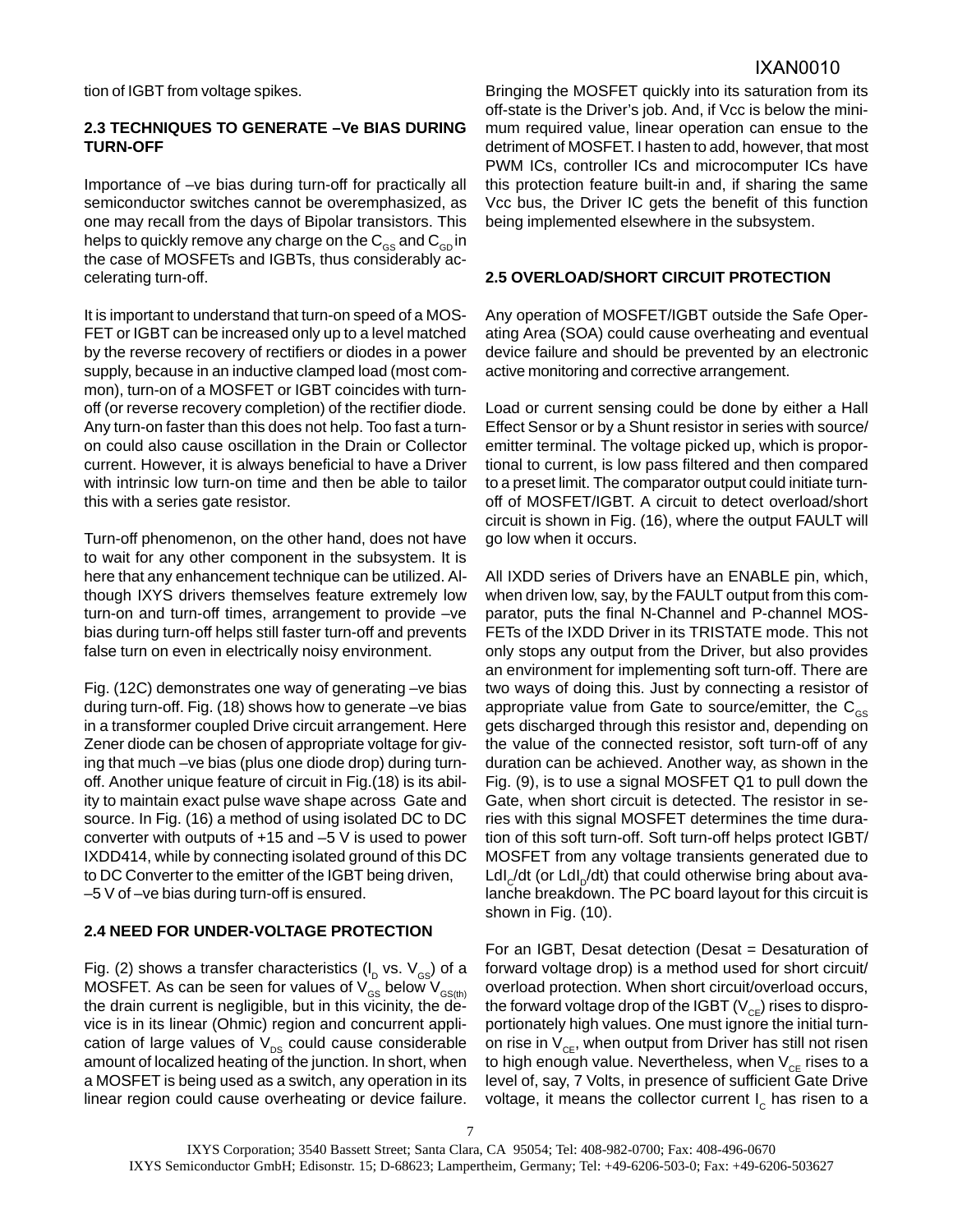tion of IGBT from voltage spikes.

### 2.3 TECHNIQUES TO GENERATE –Ve BIAS DURING TURN-OFF

Importance of –ve bias during turn-off for practically all semiconductor switches cannot be overemphasized, as one may recall from the days of Bipolar transistors. This helps to quickly remove any charge on the $C_{GS}$ and $C_{GD}$ in the case of MOSFETs and IGBTs, thus considerably accelerating turn-off.

It is important to understand that turn-on speed of a MOSFET or IGBT can be increased only up to a level matched by the reverse recovery of rectifiers or diodes in a power supply, because in an inductive clamped load (most common), turn-on of a MOSFET or IGBT coincides with turn-off (or reverse recovery completion) of the rectifier diode. Any turn-on faster than this does not help. Too fast a turn-on could also cause oscillation in the Drain or Collector current. However, it is always beneficial to have a Driver with intrinsic low turn-on time and then be able to tailor this with a series gate resistor.

Turn-off phenomenon, on the other hand, does not have to wait for any other component in the subsystem. It is here that any enhancement technique can be utilized. Although IXYS drivers themselves feature extremely low turn-on and turn-off times, arrangement to provide –ve bias during turn-off helps still faster turn-off and prevents false turn on even in electrically noisy environment.

Fig. (12C) demonstrates one way of generating –ve bias during turn-off. Fig. (18) shows how to generate –ve bias in a transformer coupled Drive circuit arrangement. Here Zener diode can be chosen of appropriate voltage for giving that much –ve bias (plus one diode drop) during turn-off. Another unique feature of circuit in Fig.(18) is its ability to maintain exact pulse wave shape across Gate and source. In Fig. (16) a method of using isolated DC to DC converter with outputs of +15 and –5 V is used to power IXDD414, while by connecting isolated ground of this DC to DC Converter to the emitter of the IGBT being driven, –5 V of –ve bias during turn-off is ensured.

### 2.4 NEED FOR UNDER-VOLTAGE PROTECTION

Fig. (2) shows a transfer characteristics ($I_D$ vs. $V_{GS}$) of a MOSFET. As can be seen for values of $V_{GS}$ below $V_{GS(th)}$ the drain current is negligible, but in this vicinity, the device is in its linear (Ohmic) region and concurrent application of large values of $V_{DS}$ could cause considerable amount of localized heating of the junction. In short, when a MOSFET is being used as a switch, any operation in its linear region could cause overheating or device failure. Bringing the MOSFET quickly into its saturation from its off-state is the Driver's job. And, if Vcc is below the minimum required value, linear operation can ensue to the detriment of MOSFET. I hasten to add, however, that most PWM ICs, controller ICs and microcomputer ICs have this protection feature built-in and, if sharing the same Vcc bus, the Driver IC gets the benefit of this function being implemented elsewhere in the subsystem.

### 2.5 OVERLOAD/SHORT CIRCUIT PROTECTION

Any operation of MOSFET/IGBT outside the Safe Operating Area (SOA) could cause overheating and eventual device failure and should be prevented by an electronic active monitoring and corrective arrangement.

Load or current sensing could be done by either a Hall Effect Sensor or by a Shunt resistor in series with source/emitter terminal. The voltage picked up, which is proportional to current, is low pass filtered and then compared to a preset limit. The comparator output could initiate turn-off of MOSFET/IGBT. A circuit to detect overload/short circuit is shown in Fig. (16), where the output FAULT will go low when it occurs.

All IXDD series of Drivers have an ENABLE pin, which, when driven low, say, by the FAULT output from this comparator, puts the final N-Channel and P-channel MOSFETs of the IXDD Driver in its TRISTATE mode. This not only stops any output from the Driver, but also provides an environment for implementing soft turn-off. There are two ways of doing this. Just by connecting a resistor of appropriate value from Gate to source/emitter, the $C_{GS}$ gets discharged through this resistor and, depending on the value of the connected resistor, soft turn-off of any duration can be achieved. Another way, as shown in the Fig. (9), is to use a signal MOSFET Q1 to pull down the Gate, when short circuit is detected. The resistor in series with this signal MOSFET determines the time duration of this soft turn-off. Soft turn-off helps protect IGBT/MOSFET from any voltage transients generated due to $LdI_C/dt$ (or $LdI_D/dt$) that could otherwise bring about avalanche breakdown. The PC board layout for this circuit is shown in Fig. (10).

For an IGBT, Desat detection (Desat = Desaturation of forward voltage drop) is a method used for short circuit/overload protection. When short circuit/overload occurs, the forward voltage drop of the IGBT ($V_{CE}$) rises to disproportionately high values. One must ignore the initial turn-on rise in $V_{CE}$, when output from Driver has still not risen to high enough value. Nevertheless, when $V_{CE}$ rises to a level of, say, 7 Volts, in presence of sufficient Gate Drive voltage, it means the collector current $I_C$ has risen to a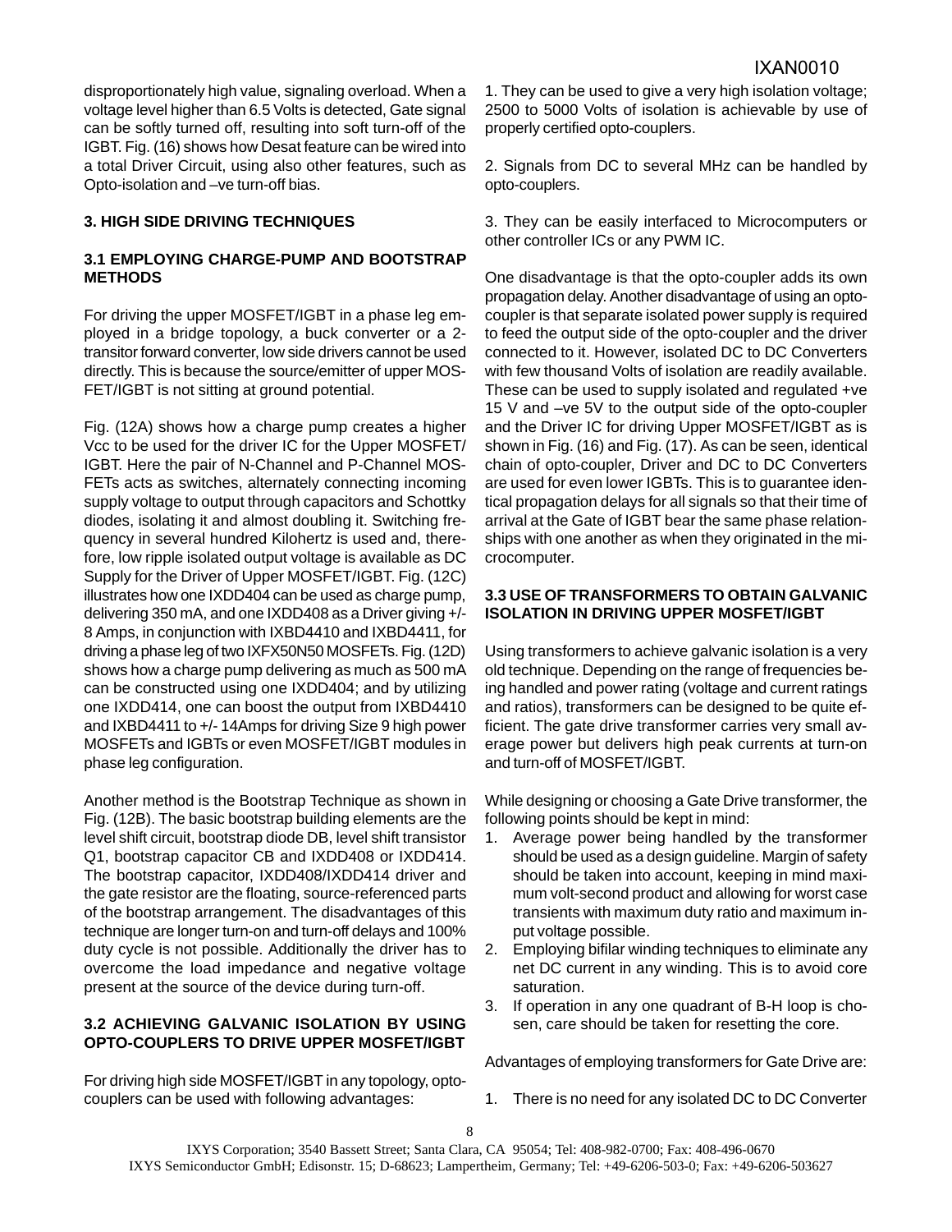disproportionately high value, signaling overload. When a voltage level higher than 6.5 Volts is detected, Gate signal can be softly turned off, resulting into soft turn-off of the IGBT. Fig. (16) shows how Desat feature can be wired into a total Driver Circuit, using also other features, such as Opto-isolation and –ve turn-off bias.

## 3. HIGH SIDE DRIVING TECHNIQUES

### 3.1 EMPLOYING CHARGE-PUMP AND BOOTSTRAP METHODS

For driving the upper MOSFET/IGBT in a phase leg employed in a bridge topology, a buck converter or a 2-transistor forward converter, low side drivers cannot be used directly. This is because the source/emitter of upper MOSFET/IGBT is not sitting at ground potential.

Fig. (12A) shows how a charge pump creates a higher Vcc to be used for the driver IC for the Upper MOSFET/IGBT. Here the pair of N-Channel and P-Channel MOSFETs acts as switches, alternately connecting incoming supply voltage to output through capacitors and Schottky diodes, isolating it and almost doubling it. Switching frequency in several hundred Kilohertz is used and, therefore, low ripple isolated output voltage is available as DC Supply for the Driver of Upper MOSFET/IGBT. Fig. (12C) illustrates how one IXDD404 can be used as charge pump, delivering 350 mA, and one IXDD408 as a Driver giving +/- 8 Amps, in conjunction with IXBD4410 and IXBD4411, for driving a phase leg of two IXFX50N50 MOSFETs. Fig. (12D) shows how a charge pump delivering as much as 500 mA can be constructed using one IXDD404; and by utilizing one IXDD414, one can boost the output from IXBD4410 and IXBD4411 to +/- 14Amps for driving Size 9 high power MOSFETs and IGBTs or even MOSFET/IGBT modules in phase leg configuration.

Another method is the Bootstrap Technique as shown in Fig. (12B). The basic bootstrap building elements are the level shift circuit, bootstrap diode DB, level shift transistor Q1, bootstrap capacitor CB and IXDD408 or IXDD414. The bootstrap capacitor, IXDD408/IXDD414 driver and the gate resistor are the floating, source-referenced parts of the bootstrap arrangement. The disadvantages of this technique are longer turn-on and turn-off delays and 100% duty cycle is not possible. Additionally the driver has to overcome the load impedance and negative voltage present at the source of the device during turn-off.

### 3.2 ACHIEVING GALVANIC ISOLATION BY USING OPTO-COUPLERS TO DRIVE UPPER MOSFET/IGBT

For driving high side MOSFET/IGBT in any topology, opto-couplers can be used with following advantages:

1. They can be used to give a very high isolation voltage; 2500 to 5000 Volts of isolation is achievable by use of properly certified opto-couplers.

2. Signals from DC to several MHz can be handled by opto-couplers.

3. They can be easily interfaced to Microcomputers or other controller ICs or any PWM IC.

One disadvantage is that the opto-coupler adds its own propagation delay. Another disadvantage of using an opto-coupler is that separate isolated power supply is required to feed the output side of the opto-coupler and the driver connected to it. However, isolated DC to DC Converters with few thousand Volts of isolation are readily available. These can be used to supply isolated and regulated +ve 15 V and –ve 5V to the output side of the opto-coupler and the Driver IC for driving Upper MOSFET/IGBT as is shown in Fig. (16) and Fig. (17). As can be seen, identical chain of opto-coupler, Driver and DC to DC Converters are used for even lower IGBTs. This is to guarantee identical propagation delays for all signals so that their time of arrival at the Gate of IGBT bear the same phase relationships with one another as when they originated in the microcomputer.

### 3.3 USE OF TRANSFORMERS TO OBTAIN GALVANIC ISOLATION IN DRIVING UPPER MOSFET/IGBT

Using transformers to achieve galvanic isolation is a very old technique. Depending on the range of frequencies being handled and power rating (voltage and current ratings and ratios), transformers can be designed to be quite efficient. The gate drive transformer carries very small average power but delivers high peak currents at turn-on and turn-off of MOSFET/IGBT.

While designing or choosing a Gate Drive transformer, the following points should be kept in mind:

1. Average power being handled by the transformer should be used as a design guideline. Margin of safety should be taken into account, keeping in mind maximum volt-second product and allowing for worst case transients with maximum duty ratio and maximum input voltage possible.
2. Employing bifilar winding techniques to eliminate any net DC current in any winding. This is to avoid core saturation.
3. If operation in any one quadrant of B-H loop is chosen, care should be taken for resetting the core.

Advantages of employing transformers for Gate Drive are:

1. There is no need for any isolated DC to DC Converter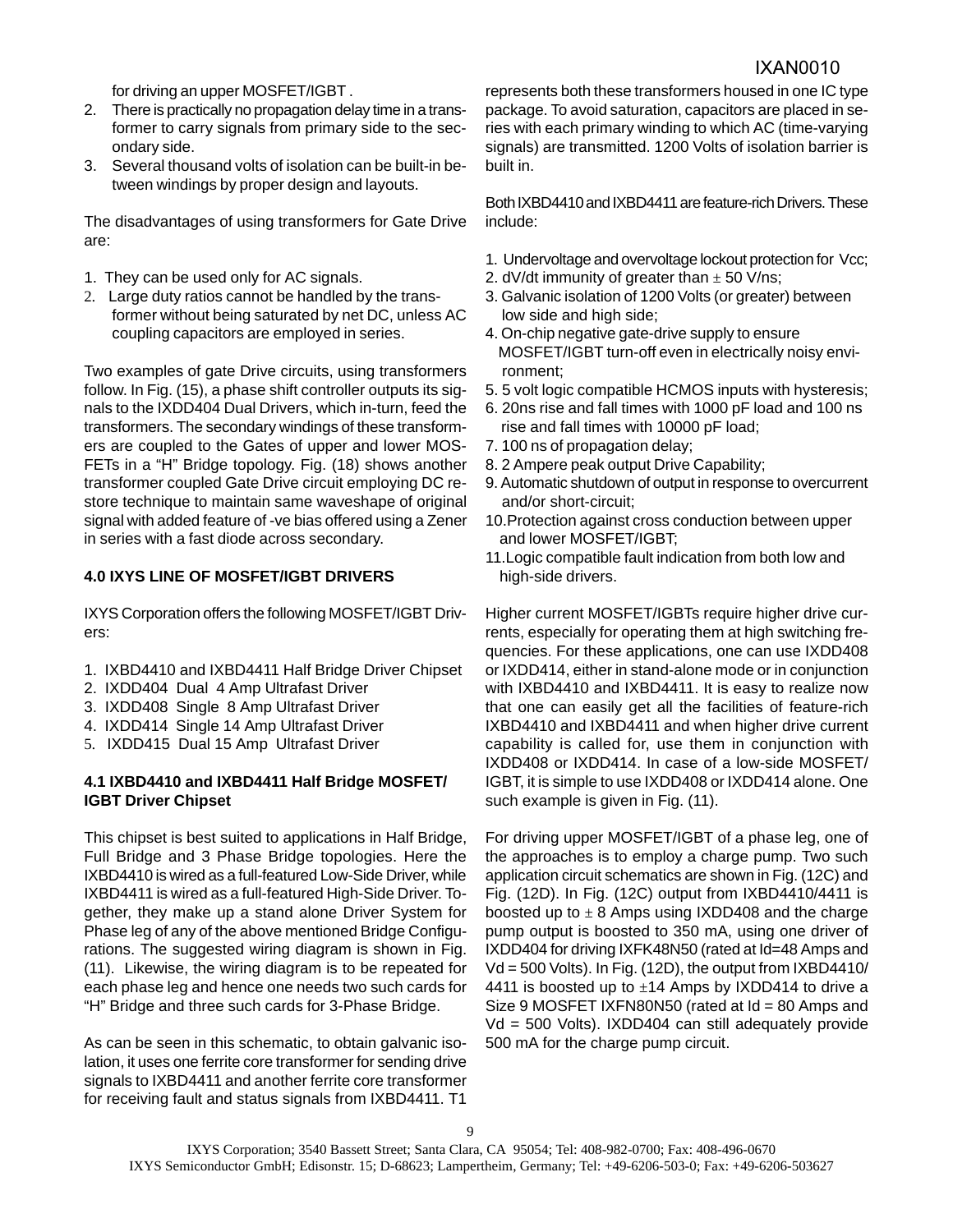for driving an upper MOSFET/IGBT .

2. There is practically no propagation delay time in a transformer to carry signals from primary side to the secondary side.
3. Several thousand volts of isolation can be built-in between windings by proper design and layouts.

The disadvantages of using transformers for Gate Drive are:

1. They can be used only for AC signals.
2. Large duty ratios cannot be handled by the transformer without being saturated by net DC, unless AC coupling capacitors are employed in series.

Two examples of gate Drive circuits, using transformers follow. In Fig. (15), a phase shift controller outputs its signals to the IXDD404 Dual Drivers, which in-turn, feed the transformers. The secondary windings of these transformers are coupled to the Gates of upper and lower MOSFETs in a "H" Bridge topology. Fig. (18) shows another transformer coupled Gate Drive circuit employing DC restore technique to maintain same waveshape of original signal with added feature of -ve bias offered using a Zener in series with a fast diode across secondary.

## 4.0 IXYS LINE OF MOSFET/IGBT DRIVERS

IXYS Corporation offers the following MOSFET/IGBT Drivers:

1. IXBD4410 and IXBD4411 Half Bridge Driver Chipset
2. IXDD404 Dual 4 Amp Ultrafast Driver
3. IXDD408 Single 8 Amp Ultrafast Driver
4. IXDD414 Single 14 Amp Ultrafast Driver
5. IXDD415 Dual 15 Amp Ultrafast Driver

### 4.1 IXBD4410 and IXBD4411 Half Bridge MOSFET/IGBT Driver Chipset

This chipset is best suited to applications in Half Bridge, Full Bridge and 3 Phase Bridge topologies. Here the IXBD4410 is wired as a full-featured Low-Side Driver, while IXBD4411 is wired as a full-featured High-Side Driver. Together, they make up a stand alone Driver System for Phase leg of any of the above mentioned Bridge Configurations. The suggested wiring diagram is shown in Fig. (11). Likewise, the wiring diagram is to be repeated for each phase leg and hence one needs two such cards for "H" Bridge and three such cards for 3-Phase Bridge.

As can be seen in this schematic, to obtain galvanic isolation, it uses one ferrite core transformer for sending drive signals to IXBD4411 and another ferrite core transformer for receiving fault and status signals from IXBD4411. T1 represents both these transformers housed in one IC type package. To avoid saturation, capacitors are placed in series with each primary winding to which AC (time-varying signals) are transmitted. 1200 Volts of isolation barrier is built in.

Both IXBD4410 and IXBD4411 are feature-rich Drivers. These include:

1. Undervoltage and overvoltage lockout protection for Vcc;
2. dV/dt immunity of greater than ± 50 V/ns;
3. Galvanic isolation of 1200 Volts (or greater) between low side and high side;
4. On-chip negative gate-drive supply to ensure MOSFET/IGBT turn-off even in electrically noisy environment;
5. 5 volt logic compatible HCMOS inputs with hysteresis;
6. 20ns rise and fall times with 1000 pF load and 100 ns rise and fall times with 10000 pF load;
7. 100 ns of propagation delay;
8. 2 Ampere peak output Drive Capability;
9. Automatic shutdown of output in response to overcurrent and/or short-circuit;
10. Protection against cross conduction between upper and lower MOSFET/IGBT;
11. Logic compatible fault indication from both low and high-side drivers.

Higher current MOSFET/IGBTs require higher drive currents, especially for operating them at high switching frequencies. For these applications, one can use IXDD408 or IXDD414, either in stand-alone mode or in conjunction with IXBD4410 and IXBD4411. It is easy to realize now that one can easily get all the facilities of feature-rich IXBD4410 and IXBD4411 and when higher drive current capability is called for, use them in conjunction with IXDD408 or IXDD414. In case of a low-side MOSFET/IGBT, it is simple to use IXDD408 or IXDD414 alone. One such example is given in Fig. (11).

For driving upper MOSFET/IGBT of a phase leg, one of the approaches is to employ a charge pump. Two such application circuit schematics are shown in Fig. (12C) and Fig. (12D). In Fig. (12C) output from IXBD4410/4411 is boosted up to ± 8 Amps using IXDD408 and the charge pump output is boosted to 350 mA, using one driver of IXDD404 for driving IXFK48N50 (rated at Id=48 Amps and Vd = 500 Volts). In Fig. (12D), the output from IXBD4410/4411 is boosted up to ±14 Amps by IXDD414 to drive a Size 9 MOSFET IXFN80N50 (rated at Id = 80 Amps and Vd = 500 Volts). IXDD404 can still adequately provide 500 mA for the charge pump circuit.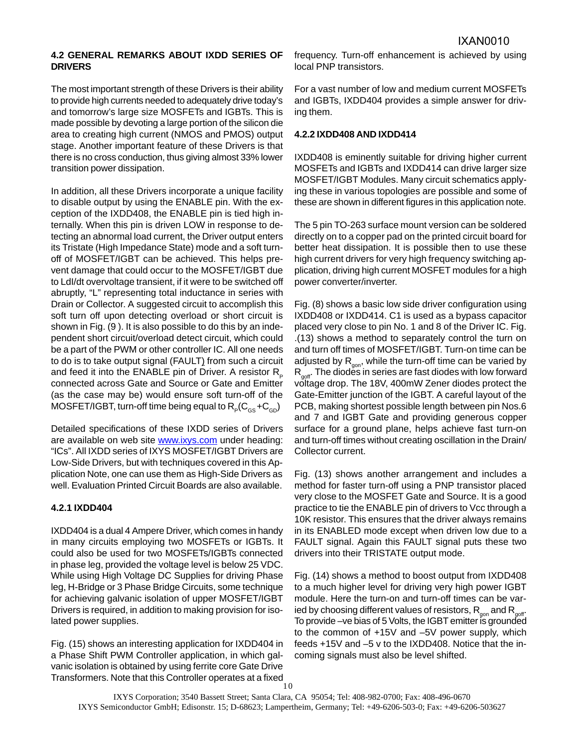### 4.2 GENERAL REMARKS ABOUT IXDD SERIES OF DRIVERS

The most important strength of these Drivers is their ability to provide high currents needed to adequately drive today's and tomorrow's large size MOSFETs and IGBTs. This is made possible by devoting a large portion of the silicon die area to creating high current (NMOS and PMOS) output stage. Another important feature of these Drivers is that there is no cross conduction, thus giving almost 33% lower transition power dissipation.

In addition, all these Drivers incorporate a unique facility to disable output by using the ENABLE pin. With the exception of the IXDD408, the ENABLE pin is tied high internally. When this pin is driven LOW in response to detecting an abnormal load current, the Driver output enters its Tristate (High Impedance State) mode and a soft turn-off of MOSFET/IGBT can be achieved. This helps prevent damage that could occur to the MOSFET/IGBT due to LdI/dt overvoltage transient, if it were to be switched off abruptly, "L" representing total inductance in series with Drain or Collector. A suggested circuit to accomplish this soft turn off upon detecting overload or short circuit is shown in Fig. (9 ). It is also possible to do this by an independent short circuit/overload detect circuit, which could be a part of the PWM or other controller IC. All one needs to do is to take output signal (FAULT) from such a circuit and feed it into the ENABLE pin of Driver. A resistor $R_P$ connected across Gate and Source or Gate and Emitter (as the case may be) would ensure soft turn-off of the MOSFET/IGBT, turn-off time being equal to $R_P(C_{GS}+C_{GD})$

Detailed specifications of these IXDD series of Drivers are available on web site www.ixys.com under heading: "ICs". All IXDD series of IXYS MOSFET/IGBT Drivers are Low-Side Drivers, but with techniques covered in this Application Note, one can use them as High-Side Drivers as well. Evaluation Printed Circuit Boards are also available.

#### 4.2.1 IXDD404

IXDD404 is a dual 4 Ampere Driver, which comes in handy in many circuits employing two MOSFETs or IGBTs. It could also be used for two MOSFETs/IGBTs connected in phase leg, provided the voltage level is below 25 VDC. While using High Voltage DC Supplies for driving Phase leg, H-Bridge or 3 Phase Bridge Circuits, some technique for achieving galvanic isolation of upper MOSFET/IGBT Drivers is required, in addition to making provision for isolated power supplies.

Fig. (15) shows an interesting application for IXDD404 in a Phase Shift PWM Controller application, in which galvanic isolation is obtained by using ferrite core Gate Drive Transformers. Note that this Controller operates at a fixed frequency. Turn-off enhancement is achieved by using local PNP transistors.

For a vast number of low and medium current MOSFETs and IGBTs, IXDD404 provides a simple answer for driving them.

#### 4.2.2 IXDD408 AND IXDD414

IXDD408 is eminently suitable for driving higher current MOSFETs and IGBTs and IXDD414 can drive larger size MOSFET/IGBT Modules. Many circuit schematics applying these in various topologies are possible and some of these are shown in different figures in this application note.

The 5 pin TO-263 surface mount version can be soldered directly on to a copper pad on the printed circuit board for better heat dissipation. It is possible then to use these high current drivers for very high frequency switching application, driving high current MOSFET modules for a high power converter/inverter.

Fig. (8) shows a basic low side driver configuration using IXDD408 or IXDD414. C1 is used as a bypass capacitor placed very close to pin No. 1 and 8 of the Driver IC. Fig. .(13) shows a method to separately control the turn on and turn off times of MOSFET/IGBT. Turn-on time can be adjusted by $R_{gon}$, while the turn-off time can be varied by $R_{goff}$. The diodes in series are fast diodes with low forward voltage drop. The 18V, 400mW Zener diodes protect the Gate-Emitter junction of the IGBT. A careful layout of the PCB, making shortest possible length between pin Nos.6 and 7 and IGBT Gate and providing generous copper surface for a ground plane, helps achieve fast turn-on and turn-off times without creating oscillation in the Drain/ Collector current.

Fig. (13) shows another arrangement and includes a method for faster turn-off using a PNP transistor placed very close to the MOSFET Gate and Source. It is a good practice to tie the ENABLE pin of drivers to Vcc through a 10K resistor. This ensures that the driver always remains in its ENABLED mode except when driven low due to a FAULT signal. Again this FAULT signal puts these two drivers into their TRISTATE output mode.

Fig. (14) shows a method to boost output from IXDD408 to a much higher level for driving very high power IGBT module. Here the turn-on and turn-off times can be varied by choosing different values of resistors, $R_{gon}$ and $R_{goff}$. To provide –ve bias of 5 Volts, the IGBT emitter is grounded to the common of +15V and –5V power supply, which feeds +15V and –5 v to the IXDD408. Notice that the incoming signals must also be level shifted.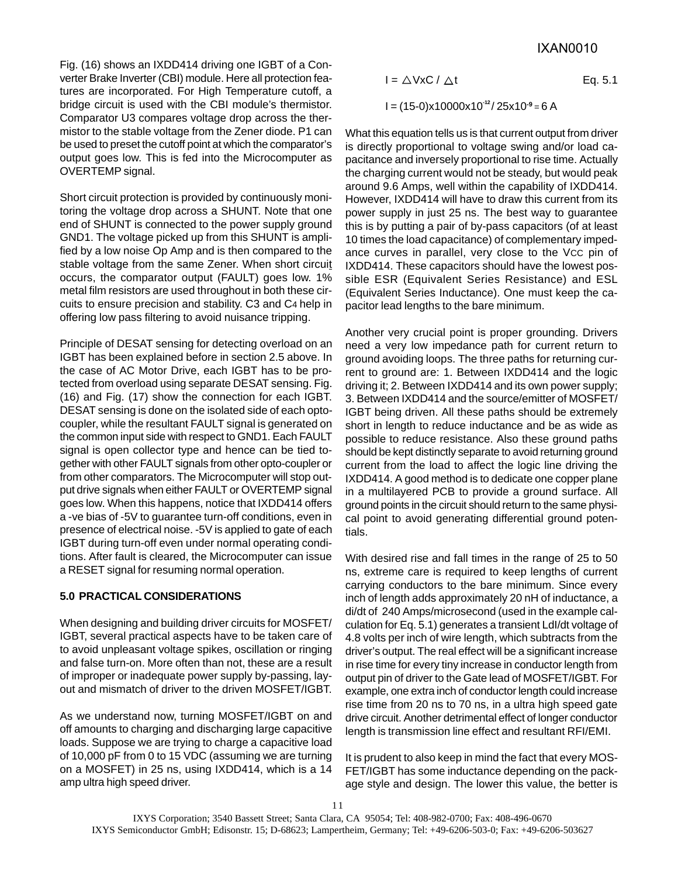Fig. (16) shows an IXDD414 driving one IGBT of a Converter Brake Inverter (CBI) module. Here all protection features are incorporated. For High Temperature cutoff, a bridge circuit is used with the CBI module's thermistor. Comparator U3 compares voltage drop across the thermistor to the stable voltage from the Zener diode. P1 can be used to preset the cutoff point at which the comparator's output goes low. This is fed into the Microcomputer as OVERTEMP signal.

Short circuit protection is provided by continuously monitoring the voltage drop across a SHUNT. Note that one end of SHUNT is connected to the power supply ground GND1. The voltage picked up from this SHUNT is amplified by a low noise Op Amp and is then compared to the stable voltage from the same Zener. When short circuit occurs, the comparator output (FAULT) goes low. 1% metal film resistors are used throughout in both these circuits to ensure precision and stability. C3 and C4 help in offering low pass filtering to avoid nuisance tripping.

Principle of DESAT sensing for detecting overload on an IGBT has been explained before in section 2.5 above. In the case of AC Motor Drive, each IGBT has to be protected from overload using separate DESAT sensing. Fig. (16) and Fig. (17) show the connection for each IGBT. DESAT sensing is done on the isolated side of each opto-coupler, while the resultant FAULT signal is generated on the common input side with respect to GND1. Each FAULT signal is open collector type and hence can be tied together with other FAULT signals from other opto-coupler or from other comparators. The Microcomputer will stop output drive signals when either FAULT or OVERTEMP signal goes low. When this happens, notice that IXDD414 offers a -ve bias of -5V to guarantee turn-off conditions, even in presence of electrical noise. -5V is applied to gate of each IGBT during turn-off even under normal operating conditions. After fault is cleared, the Microcomputer can issue a RESET signal for resuming normal operation.

## 5.0 PRACTICAL CONSIDERATIONS

When designing and building driver circuits for MOSFET/IGBT, several practical aspects have to be taken care of to avoid unpleasant voltage spikes, oscillation or ringing and false turn-on. More often than not, these are a result of improper or inadequate power supply by-passing, layout and mismatch of driver to the driven MOSFET/IGBT.

As we understand now, turning MOSFET/IGBT on and off amounts to charging and discharging large capacitive loads. Suppose we are trying to charge a capacitive load of 10,000 pF from 0 to 15 VDC (assuming we are turning on a MOSFET) in 25 ns, using IXDD414, which is a 14 amp ultra high speed driver.

$$I = \Delta V \times C / \Delta t \qquad \text{Eq. 5.1}$$

$$I = (15-0) \times 10000 \times 10^{-12} / 25 \times 10^{-9} = 6 \text{ A}$$

What this equation tells us is that current output from driver is directly proportional to voltage swing and/or load capacitance and inversely proportional to rise time. Actually the charging current would not be steady, but would peak around 9.6 Amps, well within the capability of IXDD414. However, IXDD414 will have to draw this current from its power supply in just 25 ns. The best way to guarantee this is by putting a pair of by-pass capacitors (of at least 10 times the load capacitance) of complementary impedance curves in parallel, very close to the $V_{CC}$ pin of IXDD414. These capacitors should have the lowest possible ESR (Equivalent Series Resistance) and ESL (Equivalent Series Inductance). One must keep the capacitor lead lengths to the bare minimum.

Another very crucial point is proper grounding. Drivers need a very low impedance path for current return to ground avoiding loops. The three paths for returning current to ground are: 1. Between IXDD414 and the logic driving it; 2. Between IXDD414 and its own power supply; 3. Between IXDD414 and the source/emitter of MOSFET/IGBT being driven. All these paths should be extremely short in length to reduce inductance and be as wide as possible to reduce resistance. Also these ground paths should be kept distinctly separate to avoid returning ground current from the load to affect the logic line driving the IXDD414. A good method is to dedicate one copper plane in a multilayered PCB to provide a ground surface. All ground points in the circuit should return to the same physical point to avoid generating differential ground potentials.

With desired rise and fall times in the range of 25 to 50 ns, extreme care is required to keep lengths of current carrying conductors to the bare minimum. Since every inch of length adds approximately 20 nH of inductance, a di/dt of 240 Amps/microsecond (used in the example calculation for Eq. 5.1) generates a transient LdI/dt voltage of 4.8 volts per inch of wire length, which subtracts from the driver's output. The real effect will be a significant increase in rise time for every tiny increase in conductor length from output pin of driver to the Gate lead of MOSFET/IGBT. For example, one extra inch of conductor length could increase rise time from 20 ns to 70 ns, in a ultra high speed gate drive circuit. Another detrimental effect of longer conductor length is transmission line effect and resultant RFI/EMI.

It is prudent to also keep in mind the fact that every MOSFET/IGBT has some inductance depending on the package style and design. The lower this value, the better is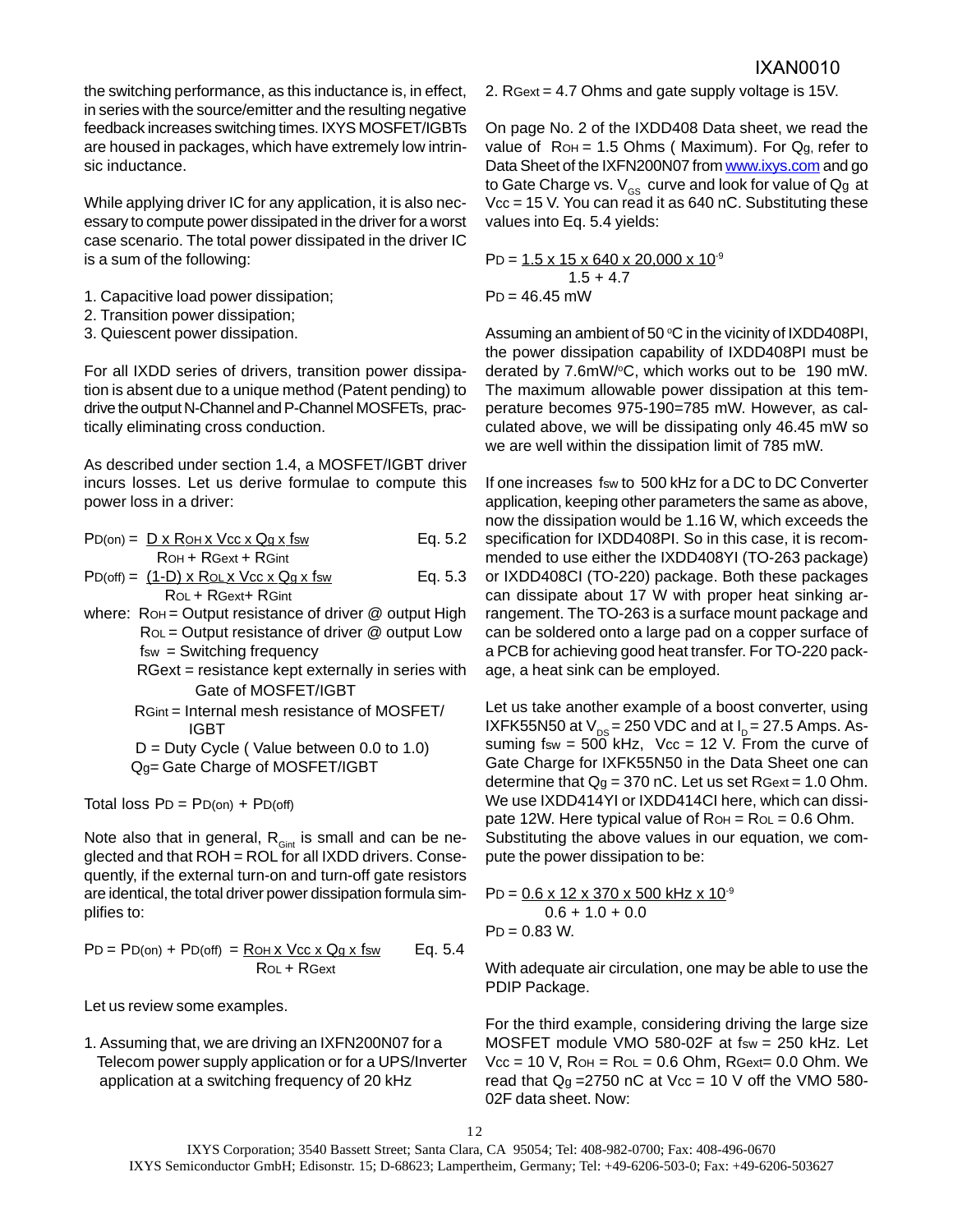the switching performance, as this inductance is, in effect, in series with the source/emitter and the resulting negative feedback increases switching times. IXYS MOSFET/IGBTs are housed in packages, which have extremely low intrinsic inductance.

While applying driver IC for any application, it is also necessary to compute power dissipated in the driver for a worst case scenario. The total power dissipated in the driver IC is a sum of the following:

1. Capacitive load power dissipation;
2. Transition power dissipation;
3. Quiescent power dissipation.

For all IXDD series of drivers, transition power dissipation is absent due to a unique method (Patent pending) to drive the output N-Channel and P-Channel MOSFETs, practically eliminating cross conduction.

As described under section 1.4, a MOSFET/IGBT driver incurs losses. Let us derive formulae to compute this power loss in a driver:

$$P_{D(on)} = \frac{D \times R_{OH} \times V_{CC} \times Q_g \times f_{sw}}{R_{OH} + R_{Gext} + R_{Gint}} \quad \text{Eq. 5.2}$$

$$P_{D(off)} = \frac{(1-D) \times R_{OL} \times V_{CC} \times Q_g \times f_{sw}}{R_{OL} + R_{Gext} + R_{Gint}} \quad \text{Eq. 5.3}$$

where: $R_{OH}$ = Output resistance of driver @ output High
$R_{OL}$ = Output resistance of driver @ output Low
$f_{sw}$ = Switching frequency
$R_{Gext}$ = resistance kept externally in series with Gate of MOSFET/IGBT
$R_{Gint}$ = Internal mesh resistance of MOSFET/IGBT
D = Duty Cycle ( Value between 0.0 to 1.0)
$Q_g$ = Gate Charge of MOSFET/IGBT

Total loss $P_D = P_{D(on)} + P_{D(off)}$

Note also that in general, $R_{Gint}$ is small and can be neglected and that ROH = ROL for all IXDD drivers. Consequently, if the external turn-on and turn-off gate resistors are identical, the total driver power dissipation formula simplifies to:

$$P_D = P_{D(on)} + P_{D(off)} = \frac{R_{OH} \times V_{CC} \times Q_g \times f_{sw}}{R_{OL} + R_{Gext}} \quad \text{Eq. 5.4}$$

Let us review some examples.

1. Assuming that, we are driving an IXFN200N07 for a Telecom power supply application or for a UPS/Inverter application at a switching frequency of 20 kHz
2. $R_{Gext}$ = 4.7 Ohms and gate supply voltage is 15V.

On page No. 2 of the IXDD408 Data sheet, we read the value of $R_{OH}$ = 1.5 Ohms ( Maximum). For $Q_g$, refer to Data Sheet of the IXFN200N07 from www.ixys.com and go to Gate Charge vs. $V_{GS}$ curve and look for value of $Q_g$ at $V_{CC}$ = 15 V. You can read it as 640 nC. Substituting these values into Eq. 5.4 yields:

$$P_D = \frac{1.5 \times 15 \times 640 \times 20{,}000 \times 10^{-9}}{1.5 + 4.7}$$

$P_D$ = 46.45 mW

Assuming an ambient of 50 °C in the vicinity of IXDD408PI, the power dissipation capability of IXDD408PI must be derated by 7.6mW/°C, which works out to be 190 mW. The maximum allowable power dissipation at this temperature becomes 975-190=785 mW. However, as calculated above, we will be dissipating only 46.45 mW so we are well within the dissipation limit of 785 mW.

If one increases $f_{sw}$ to 500 kHz for a DC to DC Converter application, keeping other parameters the same as above, now the dissipation would be 1.16 W, which exceeds the specification for IXDD408PI. So in this case, it is recommended to use either the IXDD408YI (TO-263 package) or IXDD408CI (TO-220) package. Both these packages can dissipate about 17 W with proper heat sinking arrangement. The TO-263 is a surface mount package and can be soldered onto a large pad on a copper surface of a PCB for achieving good heat transfer. For TO-220 package, a heat sink can be employed.

Let us take another example of a boost converter, using IXFK55N50 at $V_{DS}$ = 250 VDC and at $I_D$ = 27.5 Amps. Assuming $f_{sw}$ = 500 kHz, $V_{CC}$ = 12 V. From the curve of Gate Charge for IXFK55N50 in the Data Sheet one can determine that $Q_g$ = 370 nC. Let us set $R_{Gext}$ = 1.0 Ohm. We use IXDD414YI or IXDD414CI here, which can dissipate 12W. Here typical value of $R_{OH}$ = $R_{OL}$ = 0.6 Ohm. Substituting the above values in our equation, we compute the power dissipation to be:

$$P_D = \frac{0.6 \times 12 \times 370 \times 500\text{ kHz} \times 10^{-9}}{0.6 + 1.0 + 0.0}$$

$P_D$ = 0.83 W.

With adequate air circulation, one may be able to use the PDIP Package.

For the third example, considering driving the large size MOSFET module VMO 580-02F at $f_{sw}$ = 250 kHz. Let $V_{CC}$ = 10 V, $R_{OH}$ = $R_{OL}$ = 0.6 Ohm, $R_{Gext}$= 0.0 Ohm. We read that $Q_g$ =2750 nC at $V_{CC}$ = 10 V off the VMO 580-02F data sheet. Now: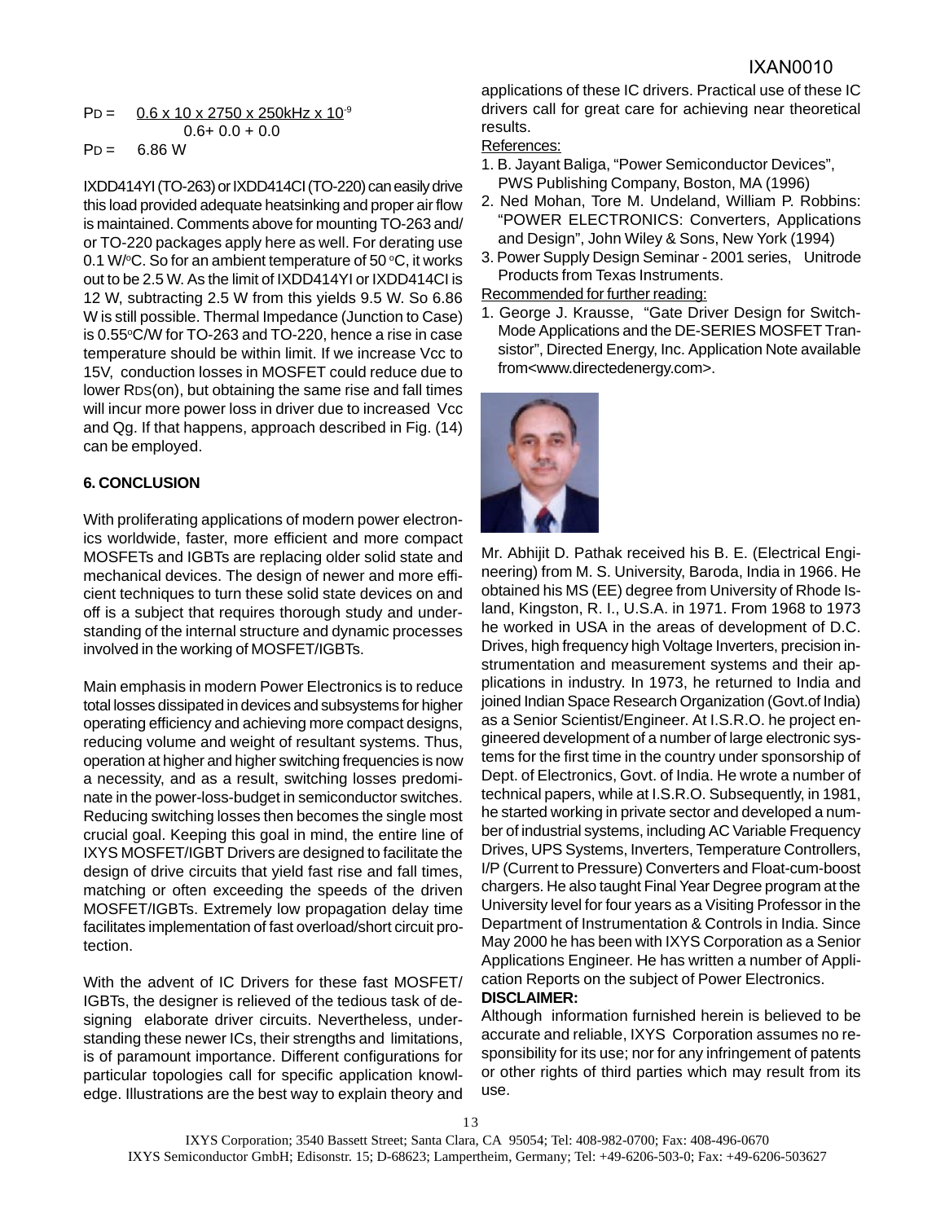$$P_D = \frac{0.6 \times 10 \times 2750 \times 250\text{kHz} \times 10^{-9}}{0.6 + 0.0 + 0.0}$$

$$P_D = 6.86 \text{ W}$$

IXDD414YI (TO-263) or IXDD414CI (TO-220) can easily drive this load provided adequate heatsinking and proper air flow is maintained. Comments above for mounting TO-263 and/ or TO-220 packages apply here as well. For derating use 0.1 W/°C. So for an ambient temperature of 50 °C, it works out to be 2.5 W. As the limit of IXDD414YI or IXDD414CI is 12 W, subtracting 2.5 W from this yields 9.5 W. So 6.86 W is still possible. Thermal Impedance (Junction to Case) is 0.55°C/W for TO-263 and TO-220, hence a rise in case temperature should be within limit. If we increase Vcc to 15V, conduction losses in MOSFET could reduce due to lower $R_{DS}$(on), but obtaining the same rise and fall times will incur more power loss in driver due to increased Vcc and Qg. If that happens, approach described in Fig. (14) can be employed.

## 6. CONCLUSION

With proliferating applications of modern power electronics worldwide, faster, more efficient and more compact MOSFETs and IGBTs are replacing older solid state and mechanical devices. The design of newer and more efficient techniques to turn these solid state devices on and off is a subject that requires thorough study and understanding of the internal structure and dynamic processes involved in the working of MOSFET/IGBTs.

Main emphasis in modern Power Electronics is to reduce total losses dissipated in devices and subsystems for higher operating efficiency and achieving more compact designs, reducing volume and weight of resultant systems. Thus, operation at higher and higher switching frequencies is now a necessity, and as a result, switching losses predominate in the power-loss-budget in semiconductor switches. Reducing switching losses then becomes the single most crucial goal. Keeping this goal in mind, the entire line of IXYS MOSFET/IGBT Drivers are designed to facilitate the design of drive circuits that yield fast rise and fall times, matching or often exceeding the speeds of the driven MOSFET/IGBTs. Extremely low propagation delay time facilitates implementation of fast overload/short circuit protection.

With the advent of IC Drivers for these fast MOSFET/ IGBTs, the designer is relieved of the tedious task of designing elaborate driver circuits. Nevertheless, understanding these newer ICs, their strengths and limitations, is of paramount importance. Different configurations for particular topologies call for specific application knowledge. Illustrations are the best way to explain theory and applications of these IC drivers. Practical use of these IC drivers call for great care for achieving near theoretical results.

References:

1. B. Jayant Baliga, "Power Semiconductor Devices", PWS Publishing Company, Boston, MA (1996)
2. Ned Mohan, Tore M. Undeland, William P. Robbins: "POWER ELECTRONICS: Converters, Applications and Design", John Wiley & Sons, New York (1994)
3. Power Supply Design Seminar - 2001 series, Unitrode Products from Texas Instruments.

Recommended for further reading:

1. George J. Krausse, "Gate Driver Design for Switch-Mode Applications and the DE-SERIES MOSFET Transistor", Directed Energy, Inc. Application Note available from<www.directedenergy.com>.

Mr. Abhijit D. Pathak received his B. E. (Electrical Engineering) from M. S. University, Baroda, India in 1966. He obtained his MS (EE) degree from University of Rhode Island, Kingston, R. I., U.S.A. in 1971. From 1968 to 1973 he worked in USA in the areas of development of D.C. Drives, high frequency high Voltage Inverters, precision instrumentation and measurement systems and their applications in industry. In 1973, he returned to India and joined Indian Space Research Organization (Govt.of India) as a Senior Scientist/Engineer. At I.S.R.O. he project engineered development of a number of large electronic systems for the first time in the country under sponsorship of Dept. of Electronics, Govt. of India. He wrote a number of technical papers, while at I.S.R.O. Subsequently, in 1981, he started working in private sector and developed a number of industrial systems, including AC Variable Frequency Drives, UPS Systems, Inverters, Temperature Controllers, I/P (Current to Pressure) Converters and Float-cum-boost chargers. He also taught Final Year Degree program at the University level for four years as a Visiting Professor in the Department of Instrumentation & Controls in India. Since May 2000 he has been with IXYS Corporation as a Senior Applications Engineer. He has written a number of Application Reports on the subject of Power Electronics.

**DISCLAIMER:**

Although information furnished herein is believed to be accurate and reliable, IXYS Corporation assumes no responsibility for its use; nor for any infringement of patents or other rights of third parties which may result from its use.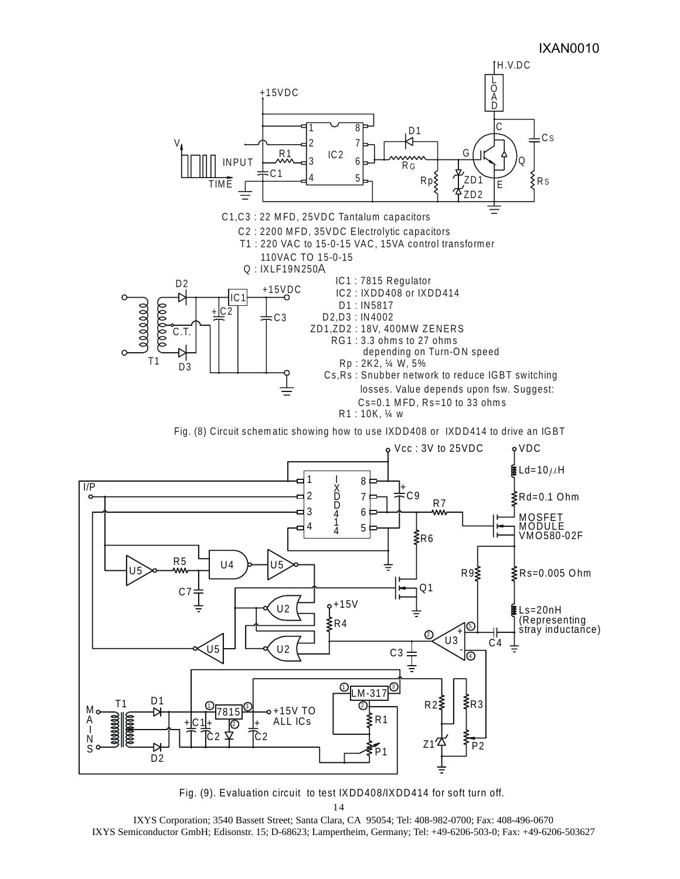C1,C3 : 22 MFD, 25VDC Tantalum capacitors
C2 : 2200 MFD, 35VDC Electrolytic capacitors
T1 : 220 VAC to 15-0-15 VAC, 15VA control transformer
110VAC TO 15-0-15
Q : IXLF19N250A
IC1 : 7815 Regulator
IC2 : IXDD408 or IXDD414
D1 : IN5817
D2,D3 : IN4002
ZD1,ZD2 : 18V, 400MW ZENERS
RG1 : 3.3 ohms to 27 ohms depending on Turn-ON speed
Rp : 2K2, ¼ W, 5%
Cs,Rs : Snubber network to reduce IGBT switching losses. Value depends upon fsw. Suggest: Cs=0.1 MFD, Rs=10 to 33 ohms
R1 : 10K, ¼ w

Fig. (8) Circuit schematic showing how to use IXDD408 or IXDD414 to drive an IGBT

Fig. (9). Evaluation circuit to test IXDD408/IXDD414 for soft turn off.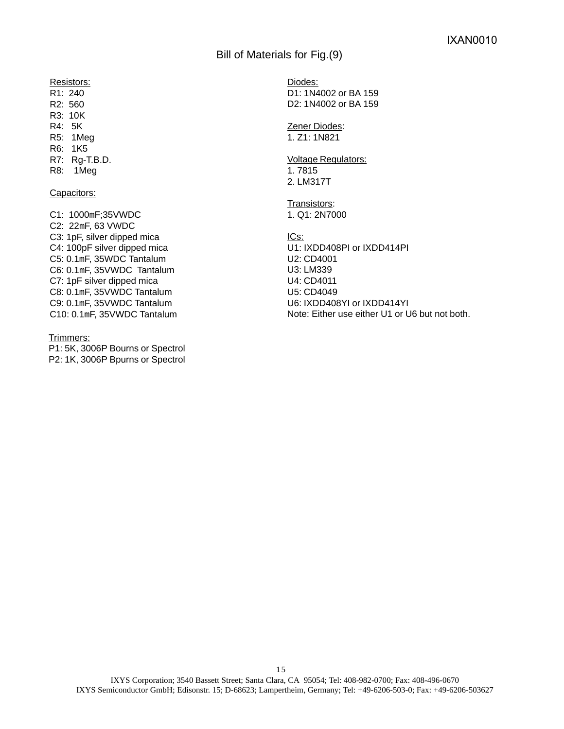## Bill of Materials for Fig.(9)

Resistors:

R1: 240
R2: 560
R3: 10K
R4: 5K
R5: 1Meg
R6: 1K5
R7: Rg-T.B.D.
R8: 1Meg

Capacitors:

C1: 1000mF;35VWDC
C2: 22mF, 63 VWDC
C3: 1pF, silver dipped mica
C4: 100pF silver dipped mica
C5: 0.1mF, 35WDC Tantalum
C6: 0.1mF, 35VWDC Tantalum
C7: 1pF silver dipped mica
C8: 0.1mF, 35VWDC Tantalum
C9: 0.1mF, 35VWDC Tantalum
C10: 0.1mF, 35VWDC Tantalum

Trimmers:
P1: 5K, 3006P Bourns or Spectrol
P2: 1K, 3006P Bpurns or Spectrol

Diodes:
D1: 1N4002 or BA 159
D2: 1N4002 or BA 159

Zener Diodes:
1. Z1: 1N821

Voltage Regulators:
1. 7815
2. LM317T

Transistors:
1. Q1: 2N7000

ICs:
U1: IXDD408PI or IXDD414PI
U2: CD4001
U3: LM339
U4: CD4011
U5: CD4049
U6: IXDD408YI or IXDD414YI
Note: Either use either U1 or U6 but not both.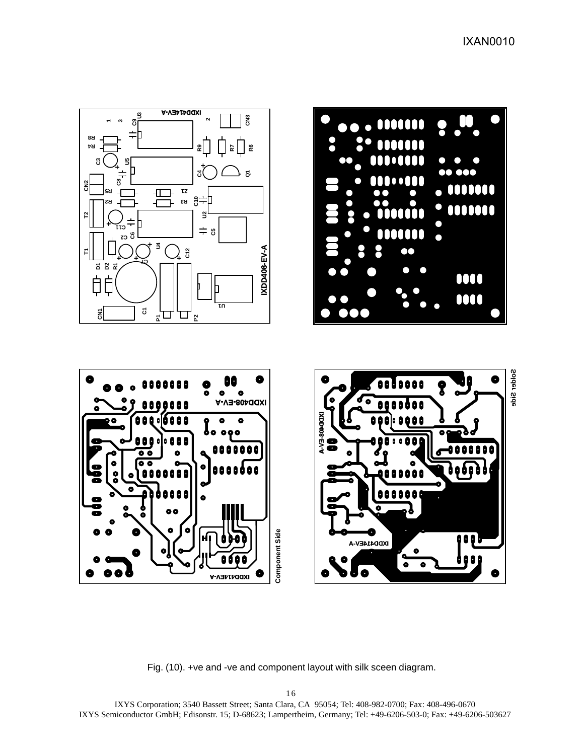Fig. (10). +ve and -ve and component layout with silk sceen diagram.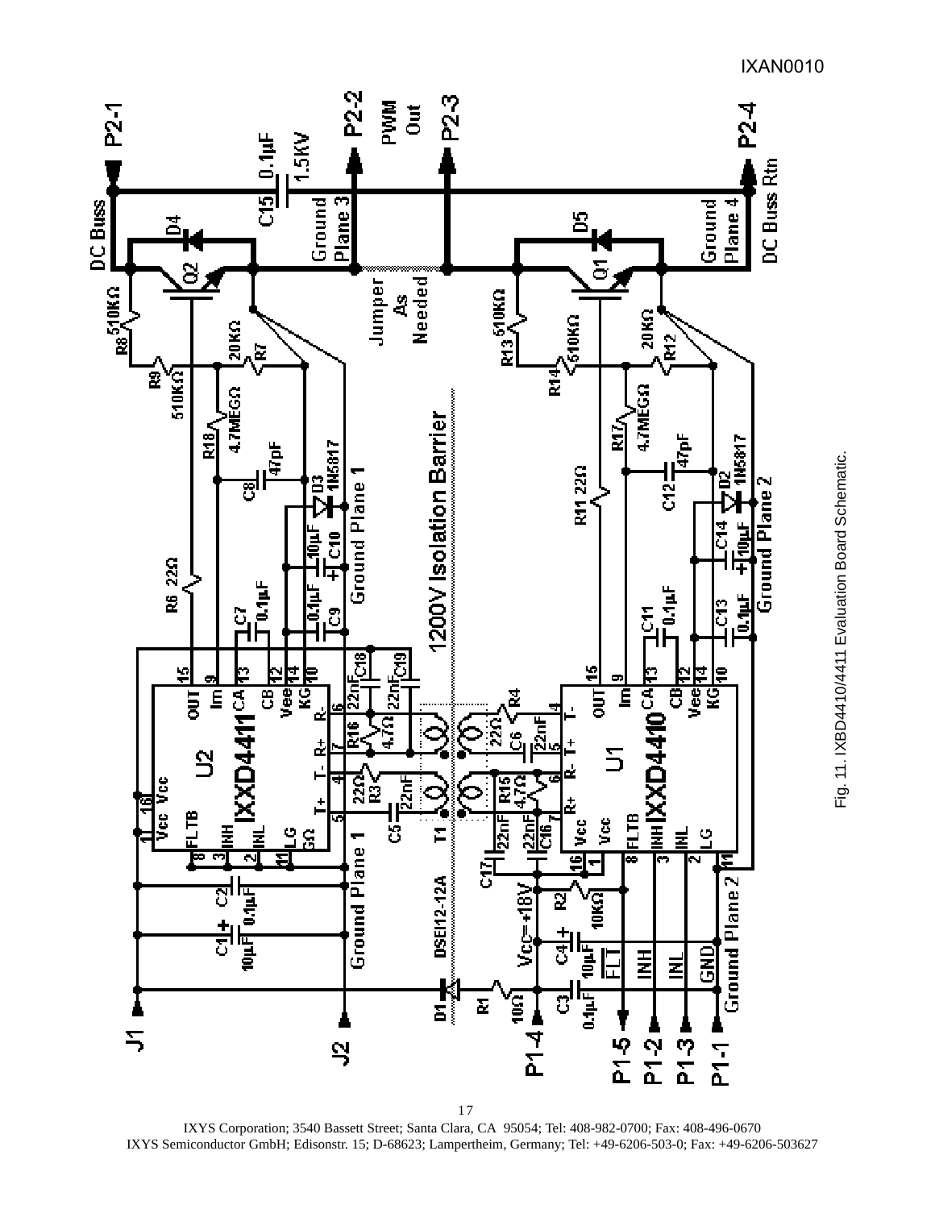Fig. 11. IXBD4410/4411 Evaluation Board Schematic.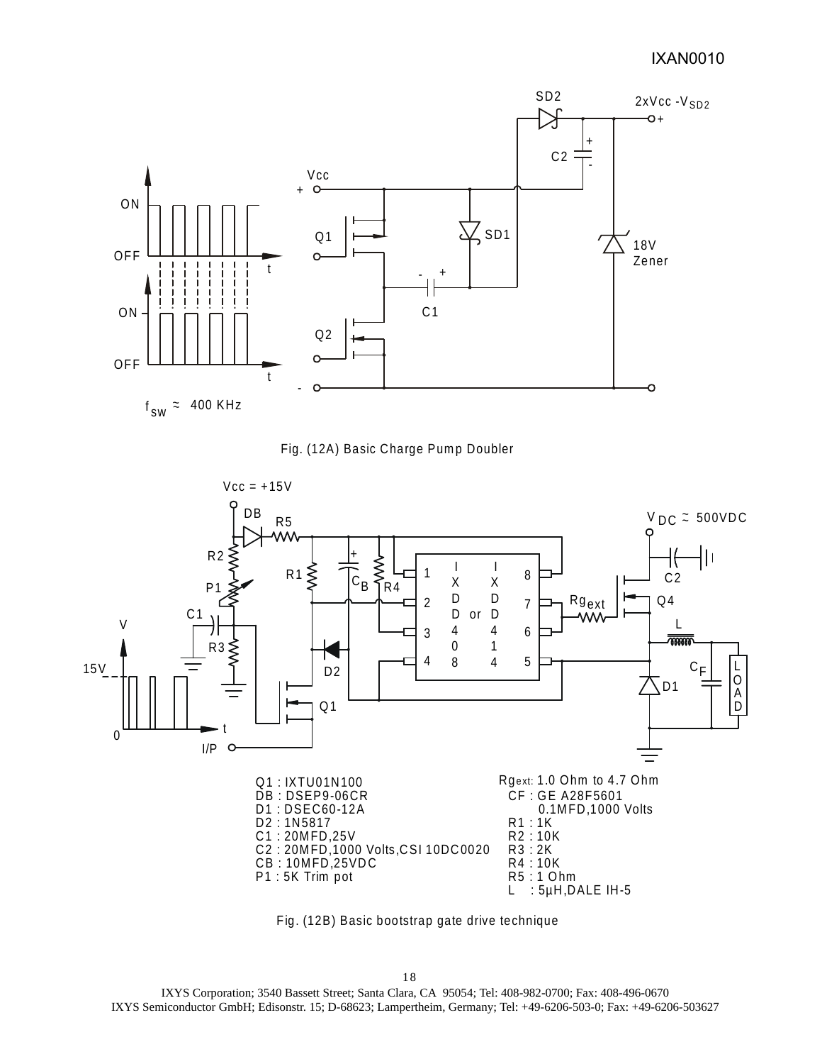Fig. (12A) Basic Charge Pump Doubler

Fig. (12B) Basic bootstrap gate drive technique

Q1 : IXTU01N100
DB : DSEP9-06CR
D1 : DSEC60-12A
D2 : 1N5817
C1 : 20MFD,25V
C2 : 20MFD,1000 Volts,CSI 10DC0020
CB : 10MFD,25VDC
P1 : 5K Trim pot

Rgext: 1.0 Ohm to 4.7 Ohm
CF : GE A28F5601 0.1MFD,1000 Volts
R1 : 1K
R2 : 10K
R3 : 2K
R4 : 10K
R5 : 1 Ohm
L : 5µH,DALE IH-5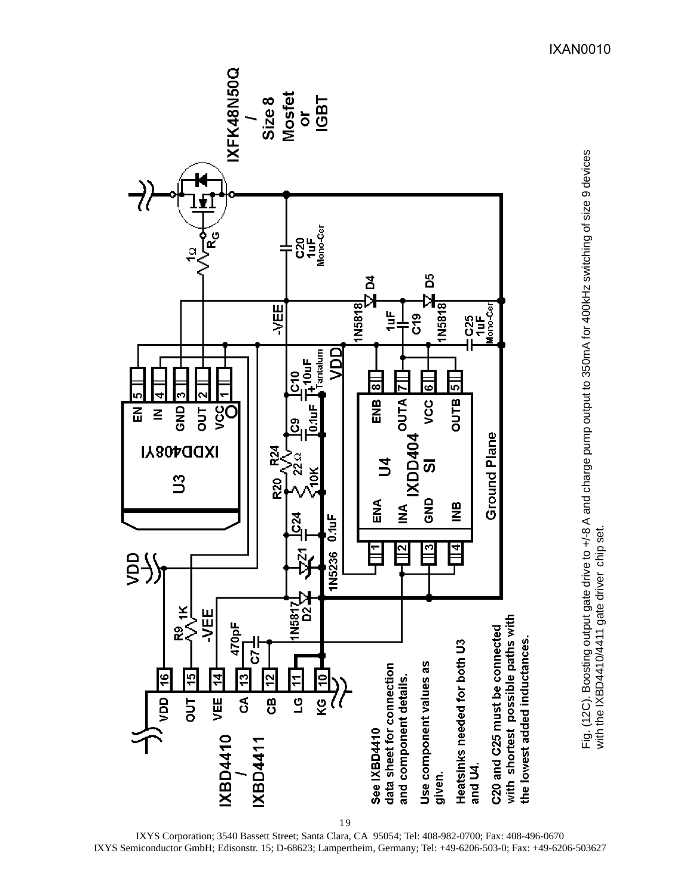See IXBD4410 data sheet for connection and component details.

Use component values as given.

Heatsinks needed for both U3 and U4.

C20 and C25 must be connected with shortest possible paths with the lowest added inductances.

Fig. (12C). Boosting output gate drive to +/-8 A and charge pump output to 350mA for 400kHz switching of size 9 devices with the IXBD4410/4411 gate driver chip set.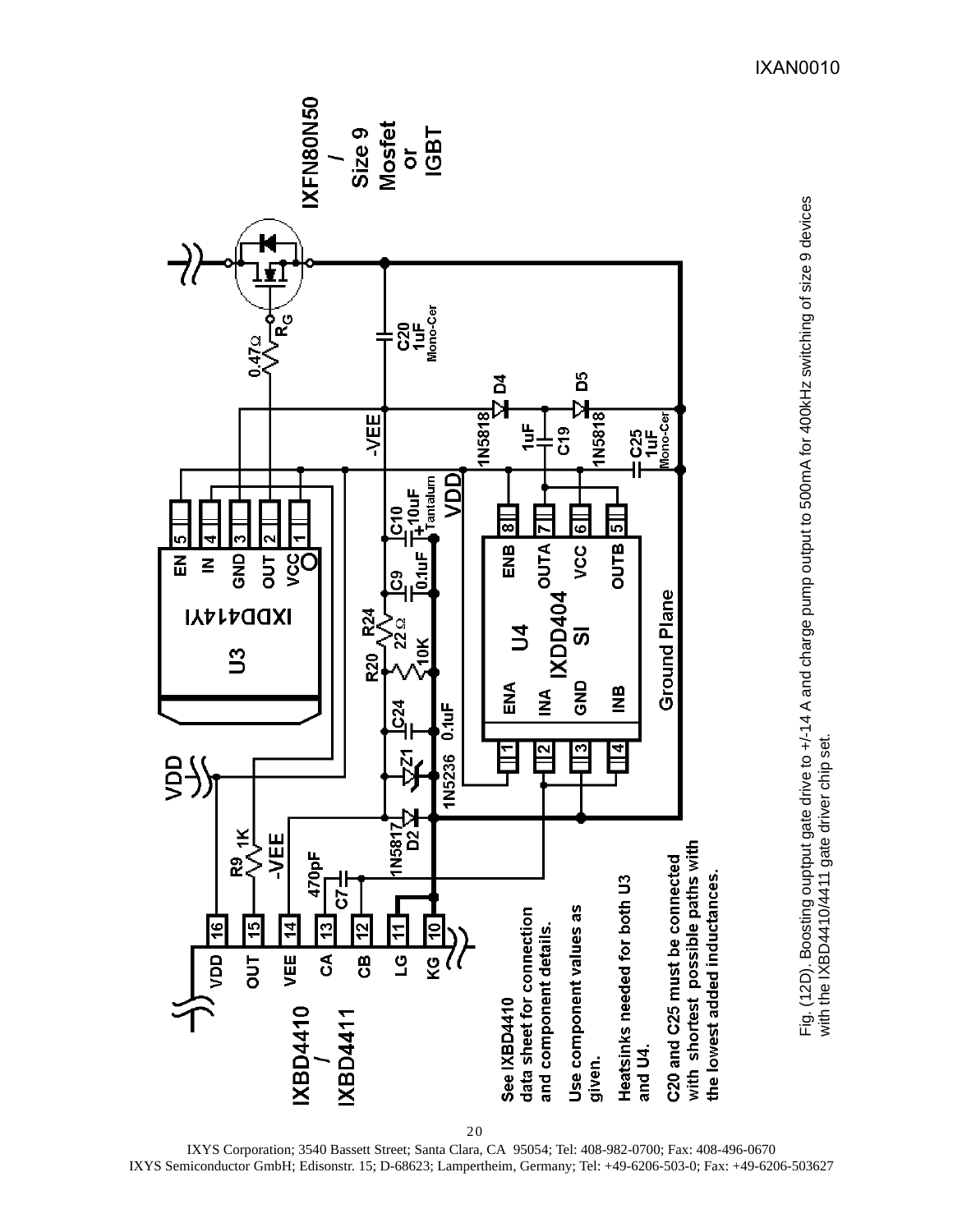See IXBD4410 data sheet for connection and component details.

Use component values as given.

Heatsinks needed for both U3 and U4.

C20 and C25 must be connected with shortest possible paths with the lowest added inductances.

Fig. (12D). Boosting ouptput gate drive to +/-14 A and charge pump output to 500mA for 400kHz switching of size 9 devices with the IXBD4410/4411 gate driver chip set.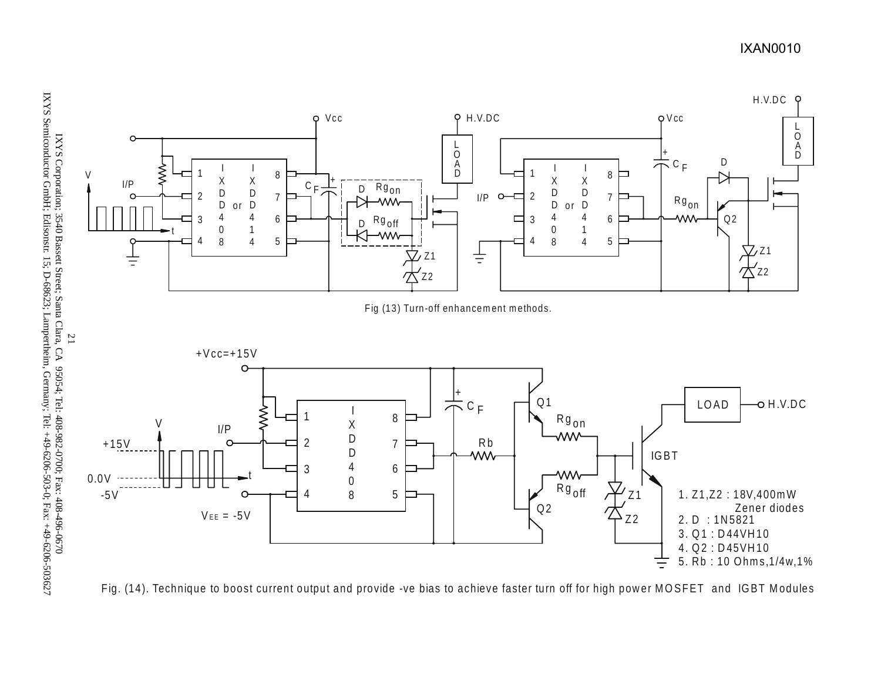Fig (13) Turn-off enhancement methods.

1. Z1,Z2 : 18V,400mW Zener diodes
2. D : 1N5821
3. Q1 : D44VH10
4. Q2 : D45VH10
5. Rb : 10 Ohms,1/4w,1%

Fig. (14). Technique to boost current output and provide -ve bias to achieve faster turn off for high power MOSFET and IGBT Modules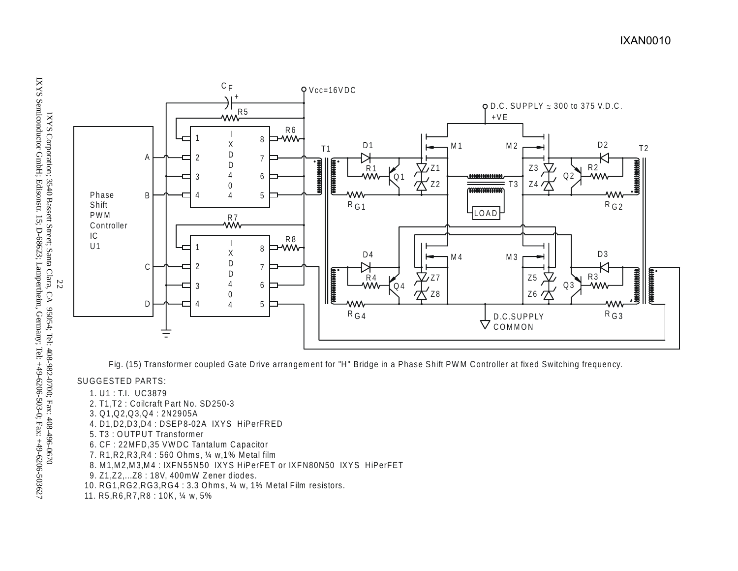Fig. (15) Transformer coupled Gate Drive arrangement for "H" Bridge in a Phase Shift PWM Controller at fixed Switching frequency.

SUGGESTED PARTS:

1. U1 : T.I. UC3879
2. T1,T2 : Coilcraft Part No. SD250-3
3. Q1,Q2,Q3,Q4 : 2N2905A
4. D1,D2,D3,D4 : DSEP8-02A IXYS HiPerFRED
5. T3 : OUTPUT Transformer
6. CF : 22MFD,35 VWDC Tantalum Capacitor
7. R1,R2,R3,R4 : 560 Ohms, ¼ w,1% Metal film
8. M1,M2,M3,M4 : IXFN55N50 IXYS HiPerFET or IXFN80N50 IXYS HiPerFET
9. Z1,Z2,...Z8 : 18V, 400mW Zener diodes.
10. RG1,RG2,RG3,RG4 : 3.3 Ohms, ¼ w, 1% Metal Film resistors.
11. R5,R6,R7,R8 : 10K, ¼ w, 5%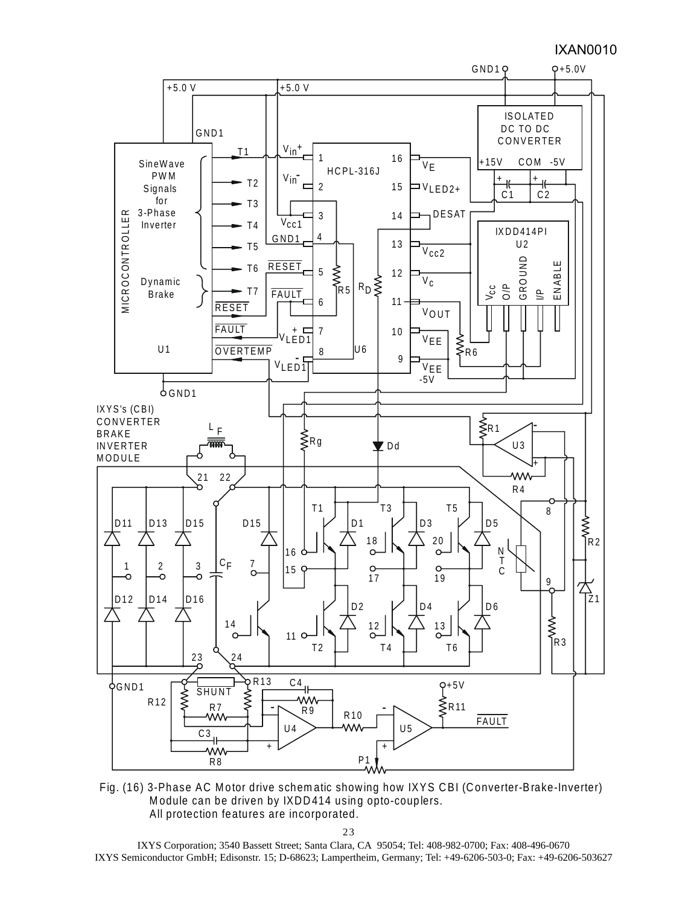Fig. (16) 3-Phase AC Motor drive schematic showing how IXYS CBI (Converter-Brake-Inverter) Module can be driven by IXDD414 using opto-couplers. All protection features are incorporated.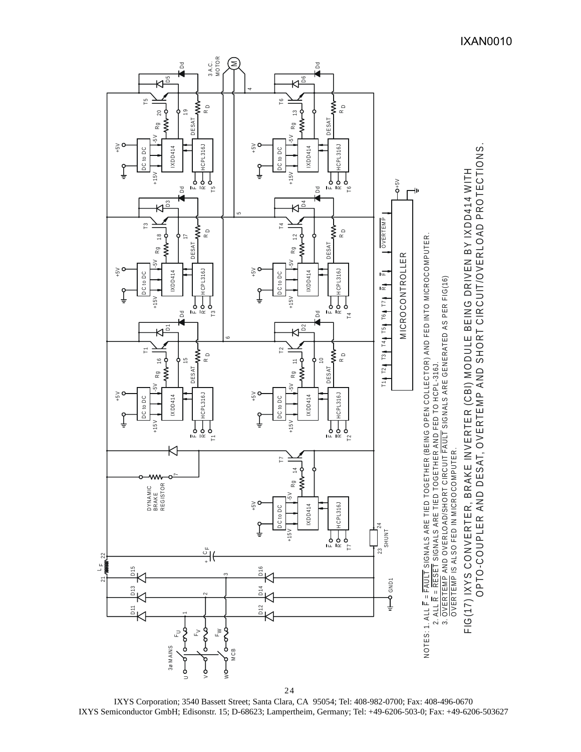NOTES: 1. ALL $\overline{F}$ = $\overline{FAULT}$ SIGNALS ARE TIED TOGETHER (BEING OPEN COLLECTOR) AND FED INTO MICROCOMPUTER.
2. ALL $\overline{R}$ = $\overline{RESET}$ SIGNALS ARE TIED TOGETHER AND FED TO HCPL-316J.
3. $\overline{OVERTEMP}$ AND OVERLOAD/SHORT CIRCUIT $\overline{FAULT}$ SIGNALS ARE GENERATED AS PER FIG(16)
$\overline{OVERTEMP}$ IS ALSO FED IN MICROCOMPUTER.

FIG(17) IXYS CONVERTER, BRAKE INVERTER (CBI) MODULE BEING DRIVEN BY IXDD414 WITH OPTO-COUPLER AND DESAT, OVERTEMP AND SHORT CIRCUIT/OVERLOAD PROTECTIONS.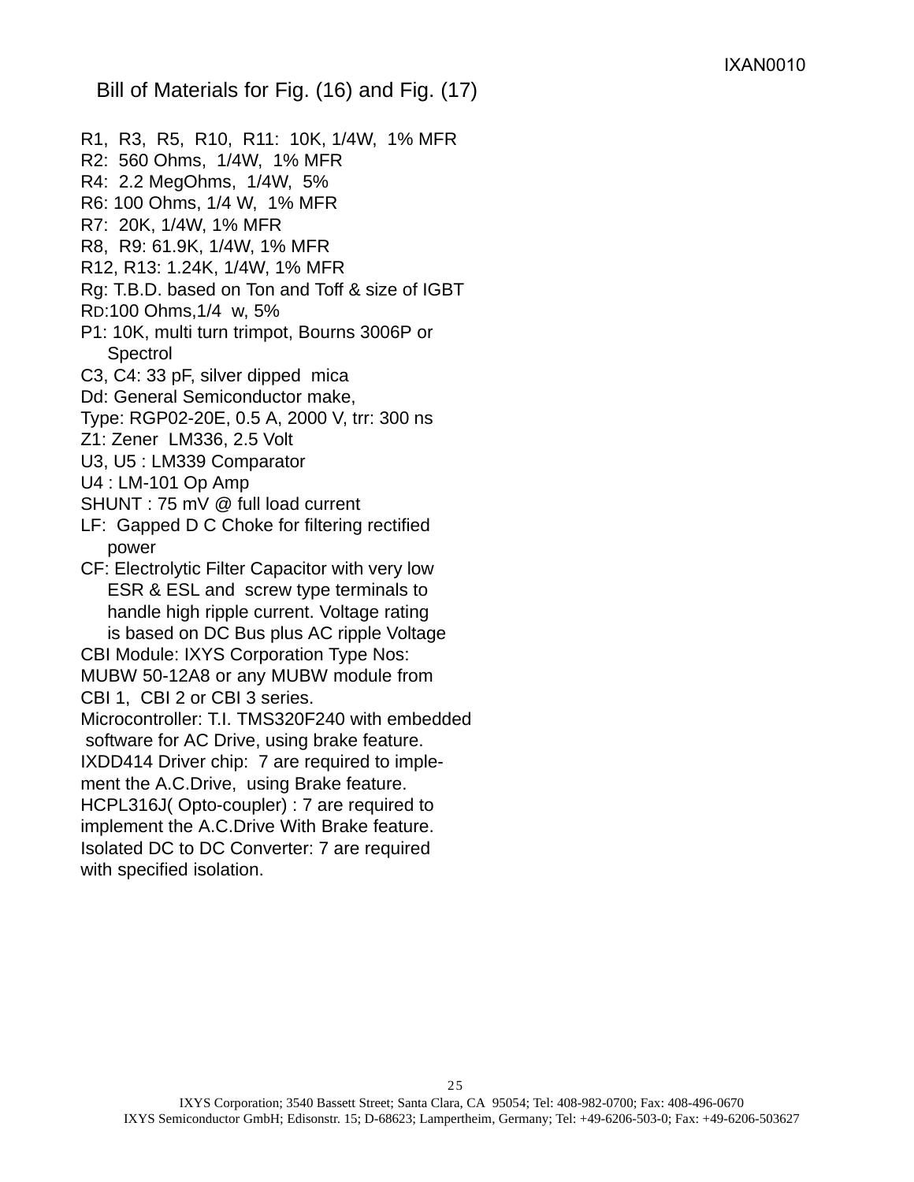## Bill of Materials for Fig. (16) and Fig. (17)

R1, R3, R5, R10, R11: 10K, 1/4W, 1% MFR
R2: 560 Ohms, 1/4W, 1% MFR
R4: 2.2 MegOhms, 1/4W, 5%
R6: 100 Ohms, 1/4 W, 1% MFR
R7: 20K, 1/4W, 1% MFR
R8, R9: 61.9K, 1/4W, 1% MFR
R12, R13: 1.24K, 1/4W, 1% MFR
Rg: T.B.D. based on Ton and Toff & size of IGBT
RD:100 Ohms,1/4 w, 5%
P1: 10K, multi turn trimpot, Bourns 3006P or Spectrol
C3, C4: 33 pF, silver dipped mica
Dd: General Semiconductor make,
Type: RGP02-20E, 0.5 A, 2000 V, trr: 300 ns
Z1: Zener LM336, 2.5 Volt
U3, U5 : LM339 Comparator
U4 : LM-101 Op Amp
SHUNT : 75 mV @ full load current
LF: Gapped D C Choke for filtering rectified power
CF: Electrolytic Filter Capacitor with very low ESR & ESL and screw type terminals to handle high ripple current. Voltage rating is based on DC Bus plus AC ripple Voltage
CBI Module: IXYS Corporation Type Nos:
MUBW 50-12A8 or any MUBW module from CBI 1, CBI 2 or CBI 3 series.
Microcontroller: T.I. TMS320F240 with embedded software for AC Drive, using brake feature.
IXDD414 Driver chip: 7 are required to implement the A.C.Drive, using Brake feature.
HCPL316J( Opto-coupler) : 7 are required to implement the A.C.Drive With Brake feature.
Isolated DC to DC Converter: 7 are required with specified isolation.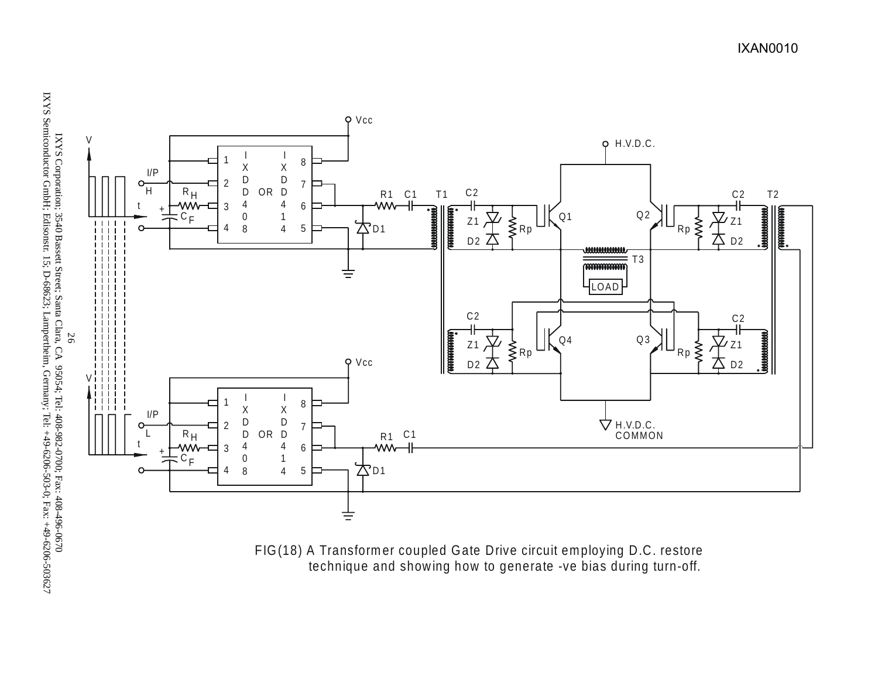FIG(18) A Transformer coupled Gate Drive circuit employing D.C. restore technique and showing how to generate -ve bias during turn-off.